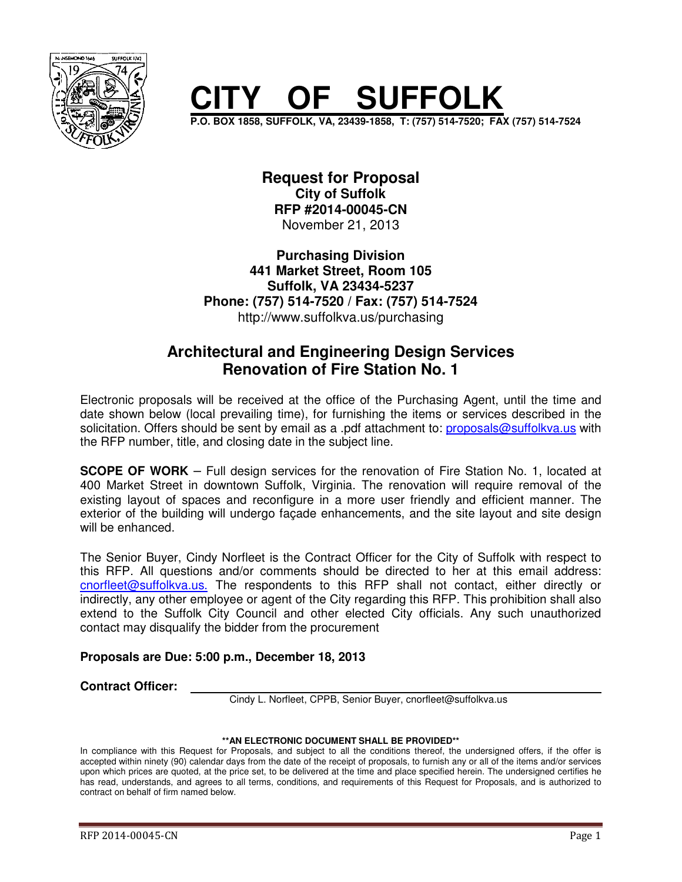# CITY OF SUFFOLK

**P.O. BOX 1858, SUFFOLK, VA, 23439-1858, T: (757) 514-7520; FAX (757) 514-7524**

**Request for Proposal**
**City of Suffolk**
**RFP #2014-00045-CN**
November 21, 2013

**Purchasing Division**
**441 Market Street, Room 105**
**Suffolk, VA 23434-5237**
**Phone: (757) 514-7520 / Fax: (757) 514-7524**
http://www.suffolkva.us/purchasing

## Architectural and Engineering Design Services
## Renovation of Fire Station No. 1

Electronic proposals will be received at the office of the Purchasing Agent, until the time and date shown below (local prevailing time), for furnishing the items or services described in the solicitation. Offers should be sent by email as a .pdf attachment to: proposals@suffolkva.us with the RFP number, title, and closing date in the subject line.

**SCOPE OF WORK** – Full design services for the renovation of Fire Station No. 1, located at 400 Market Street in downtown Suffolk, Virginia. The renovation will require removal of the existing layout of spaces and reconfigure in a more user friendly and efficient manner. The exterior of the building will undergo façade enhancements, and the site layout and site design will be enhanced.

The Senior Buyer, Cindy Norfleet is the Contract Officer for the City of Suffolk with respect to this RFP. All questions and/or comments should be directed to her at this email address: cnorfleet@suffolkva.us. The respondents to this RFP shall not contact, either directly or indirectly, any other employee or agent of the City regarding this RFP. This prohibition shall also extend to the Suffolk City Council and other elected City officials. Any such unauthorized contact may disqualify the bidder from the procurement

**Proposals are Due: 5:00 p.m., December 18, 2013**

**Contract Officer:** ______________________________________________
Cindy L. Norfleet, CPPB, Senior Buyer, cnorfleet@suffolkva.us

**\*\*AN ELECTRONIC DOCUMENT SHALL BE PROVIDED\*\***

In compliance with this Request for Proposals, and subject to all the conditions thereof, the undersigned offers, if the offer is accepted within ninety (90) calendar days from the date of the receipt of proposals, to furnish any or all of the items and/or services upon which prices are quoted, at the price set, to be delivered at the time and place specified herein. The undersigned certifies he has read, understands, and agrees to all terms, conditions, and requirements of this Request for Proposals, and is authorized to contract on behalf of firm named below.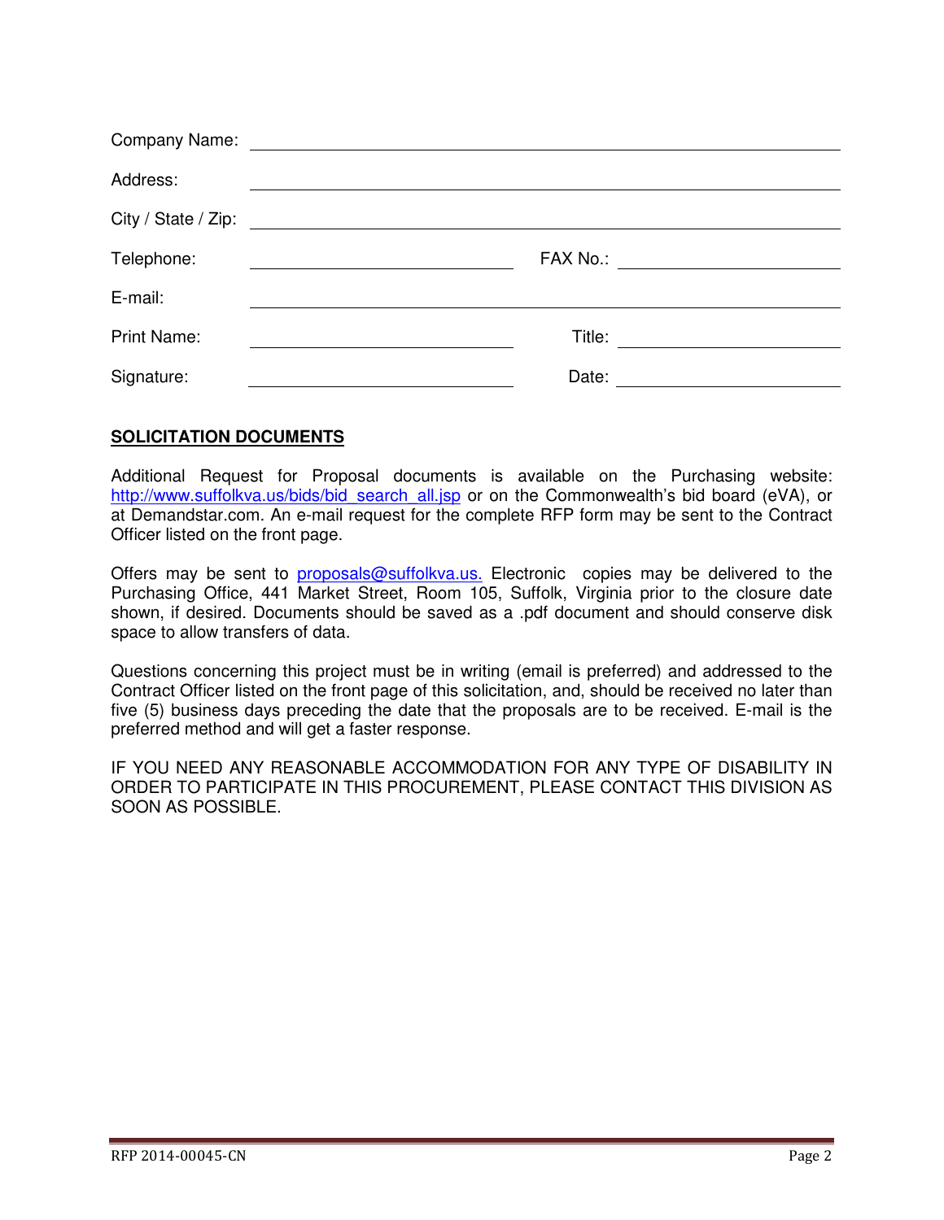Company Name: ______________________________________________

Address: ______________________________________________

City / State / Zip: ______________________________________________

Telephone: ______________________ FAX No.: ______________________

E-mail: ______________________________________________

Print Name: ______________________ Title: ______________________

Signature: ______________________ Date: ______________________

**SOLICITATION DOCUMENTS**

Additional Request for Proposal documents is available on the Purchasing website: http://www.suffolkva.us/bids/bid_search_all.jsp or on the Commonwealth's bid board (eVA), or at Demandstar.com. An e-mail request for the complete RFP form may be sent to the Contract Officer listed on the front page.

Offers may be sent to proposals@suffolkva.us. Electronic copies may be delivered to the Purchasing Office, 441 Market Street, Room 105, Suffolk, Virginia prior to the closure date shown, if desired. Documents should be saved as a .pdf document and should conserve disk space to allow transfers of data.

Questions concerning this project must be in writing (email is preferred) and addressed to the Contract Officer listed on the front page of this solicitation, and, should be received no later than five (5) business days preceding the date that the proposals are to be received. E-mail is the preferred method and will get a faster response.

IF YOU NEED ANY REASONABLE ACCOMMODATION FOR ANY TYPE OF DISABILITY IN ORDER TO PARTICIPATE IN THIS PROCUREMENT, PLEASE CONTACT THIS DIVISION AS SOON AS POSSIBLE.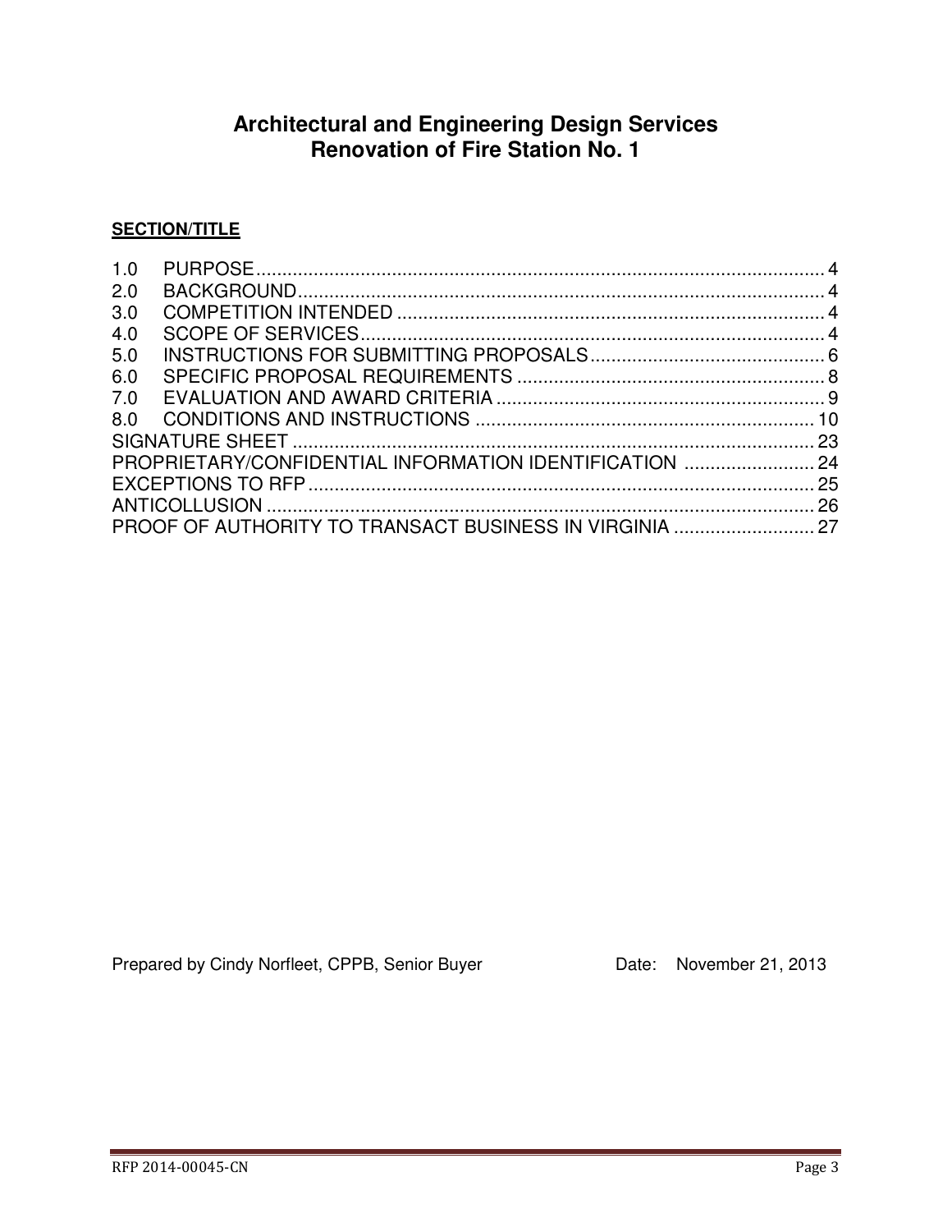# Architectural and Engineering Design Services
# Renovation of Fire Station No. 1

**SECTION/TITLE**

| | | |
|---|---|---|
| 1.0 | PURPOSE | 4 |
| 2.0 | BACKGROUND | 4 |
| 3.0 | COMPETITION INTENDED | 4 |
| 4.0 | SCOPE OF SERVICES | 4 |
| 5.0 | INSTRUCTIONS FOR SUBMITTING PROPOSALS | 6 |
| 6.0 | SPECIFIC PROPOSAL REQUIREMENTS | 8 |
| 7.0 | EVALUATION AND AWARD CRITERIA | 9 |
| 8.0 | CONDITIONS AND INSTRUCTIONS | 10 |
| | SIGNATURE SHEET | 23 |
| | PROPRIETARY/CONFIDENTIAL INFORMATION IDENTIFICATION | 24 |
| | EXCEPTIONS TO RFP | 25 |
| | ANTICOLLUSION | 26 |
| | PROOF OF AUTHORITY TO TRANSACT BUSINESS IN VIRGINIA | 27 |

Prepared by Cindy Norfleet, CPPB, Senior Buyer    Date: November 21, 2013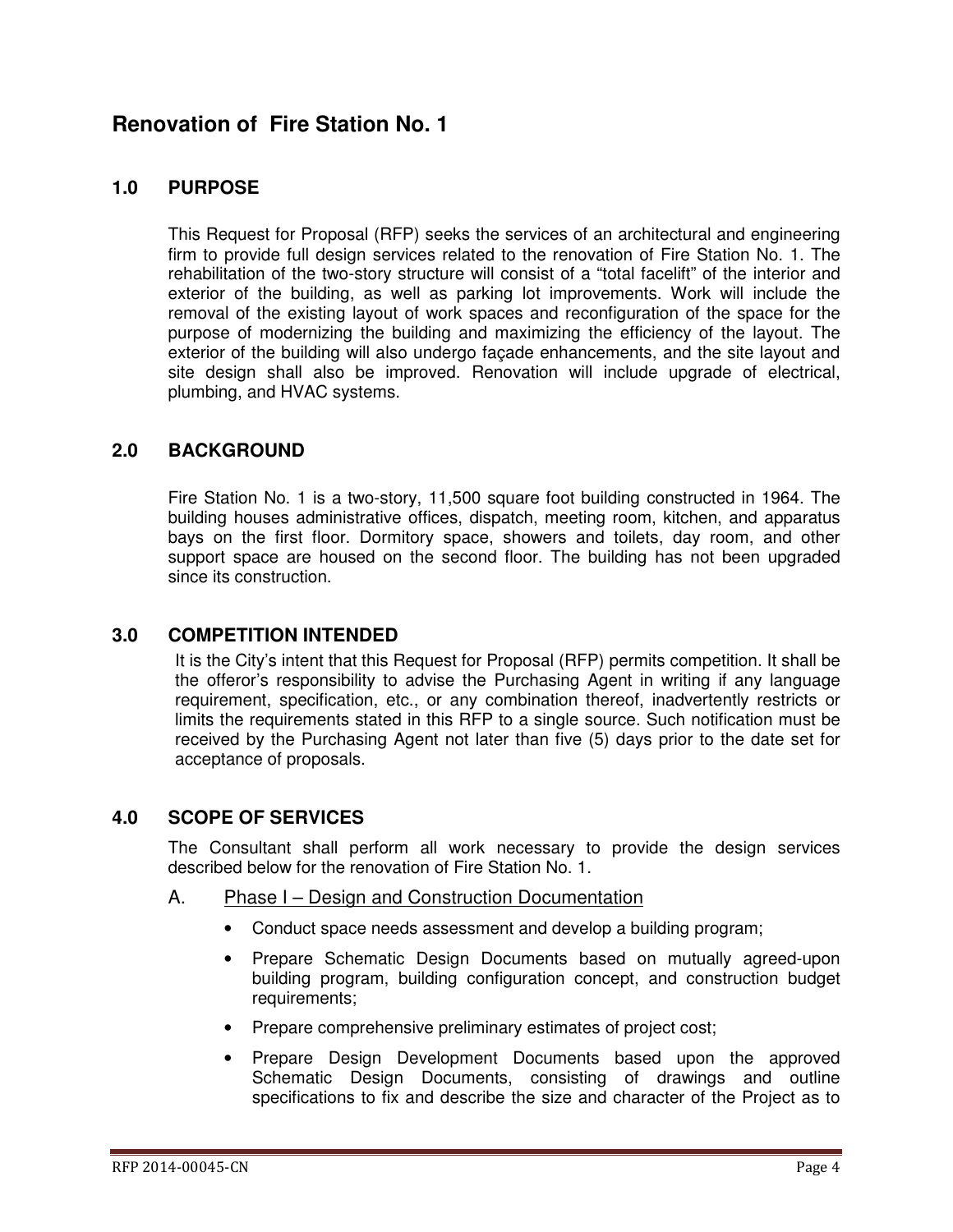# Renovation of Fire Station No. 1

## 1.0 PURPOSE

This Request for Proposal (RFP) seeks the services of an architectural and engineering firm to provide full design services related to the renovation of Fire Station No. 1. The rehabilitation of the two-story structure will consist of a "total facelift" of the interior and exterior of the building, as well as parking lot improvements. Work will include the removal of the existing layout of work spaces and reconfiguration of the space for the purpose of modernizing the building and maximizing the efficiency of the layout. The exterior of the building will also undergo façade enhancements, and the site layout and site design shall also be improved. Renovation will include upgrade of electrical, plumbing, and HVAC systems.

## 2.0 BACKGROUND

Fire Station No. 1 is a two-story, 11,500 square foot building constructed in 1964. The building houses administrative offices, dispatch, meeting room, kitchen, and apparatus bays on the first floor. Dormitory space, showers and toilets, day room, and other support space are housed on the second floor. The building has not been upgraded since its construction.

## 3.0 COMPETITION INTENDED

It is the City's intent that this Request for Proposal (RFP) permits competition. It shall be the offeror's responsibility to advise the Purchasing Agent in writing if any language requirement, specification, etc., or any combination thereof, inadvertently restricts or limits the requirements stated in this RFP to a single source. Such notification must be received by the Purchasing Agent not later than five (5) days prior to the date set for acceptance of proposals.

## 4.0 SCOPE OF SERVICES

The Consultant shall perform all work necessary to provide the design services described below for the renovation of Fire Station No. 1.

A. Phase I – Design and Construction Documentation

- Conduct space needs assessment and develop a building program;
- Prepare Schematic Design Documents based on mutually agreed-upon building program, building configuration concept, and construction budget requirements;
- Prepare comprehensive preliminary estimates of project cost;
- Prepare Design Development Documents based upon the approved Schematic Design Documents, consisting of drawings and outline specifications to fix and describe the size and character of the Project as to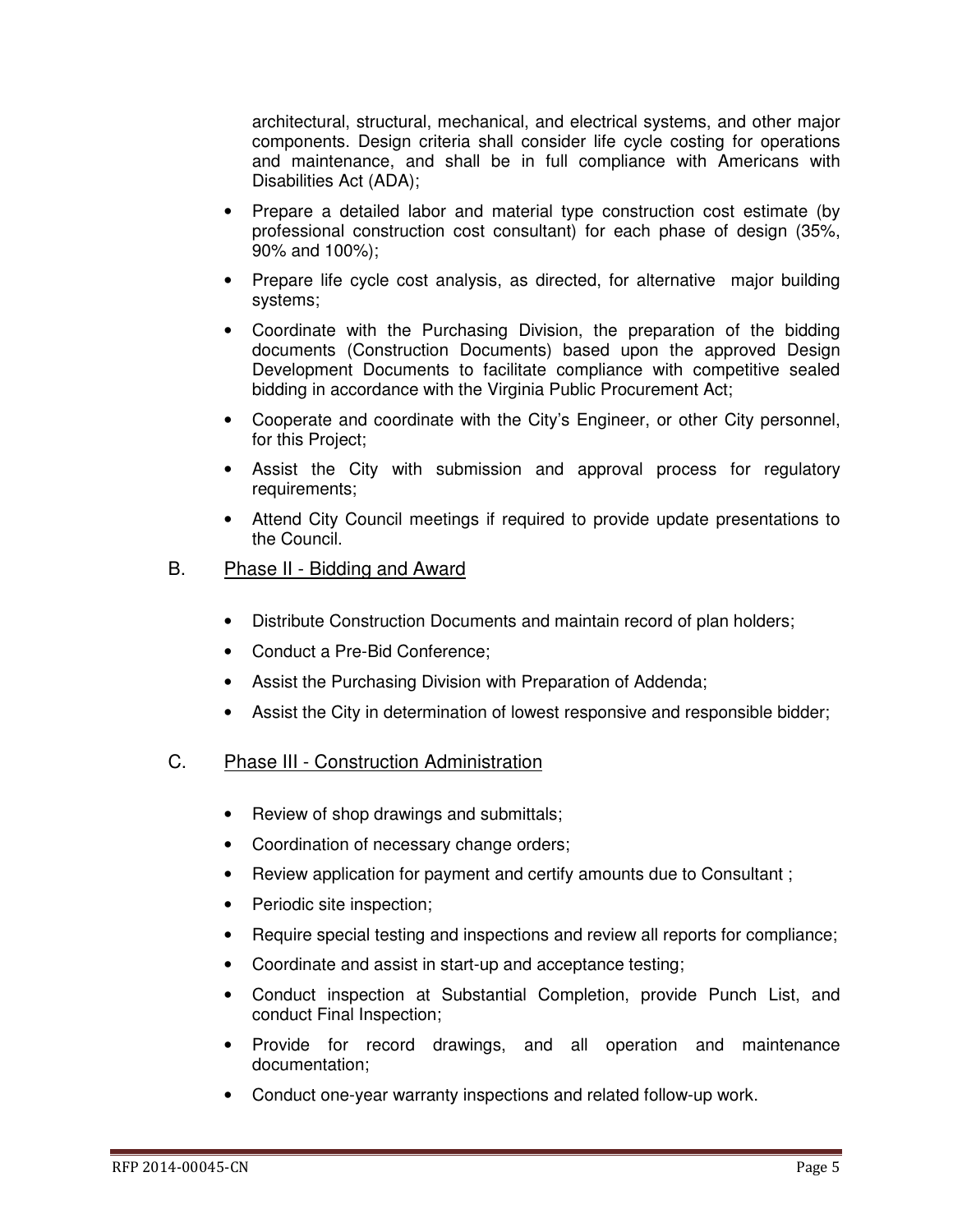architectural, structural, mechanical, and electrical systems, and other major components. Design criteria shall consider life cycle costing for operations and maintenance, and shall be in full compliance with Americans with Disabilities Act (ADA);

- Prepare a detailed labor and material type construction cost estimate (by professional construction cost consultant) for each phase of design (35%, 90% and 100%);
- Prepare life cycle cost analysis, as directed, for alternative major building systems;
- Coordinate with the Purchasing Division, the preparation of the bidding documents (Construction Documents) based upon the approved Design Development Documents to facilitate compliance with competitive sealed bidding in accordance with the Virginia Public Procurement Act;
- Cooperate and coordinate with the City's Engineer, or other City personnel, for this Project;
- Assist the City with submission and approval process for regulatory requirements;
- Attend City Council meetings if required to provide update presentations to the Council.

B. Phase II - Bidding and Award

- Distribute Construction Documents and maintain record of plan holders;
- Conduct a Pre-Bid Conference;
- Assist the Purchasing Division with Preparation of Addenda;
- Assist the City in determination of lowest responsive and responsible bidder;

C. Phase III - Construction Administration

- Review of shop drawings and submittals;
- Coordination of necessary change orders;
- Review application for payment and certify amounts due to Consultant ;
- Periodic site inspection;
- Require special testing and inspections and review all reports for compliance;
- Coordinate and assist in start-up and acceptance testing;
- Conduct inspection at Substantial Completion, provide Punch List, and conduct Final Inspection;
- Provide for record drawings, and all operation and maintenance documentation;
- Conduct one-year warranty inspections and related follow-up work.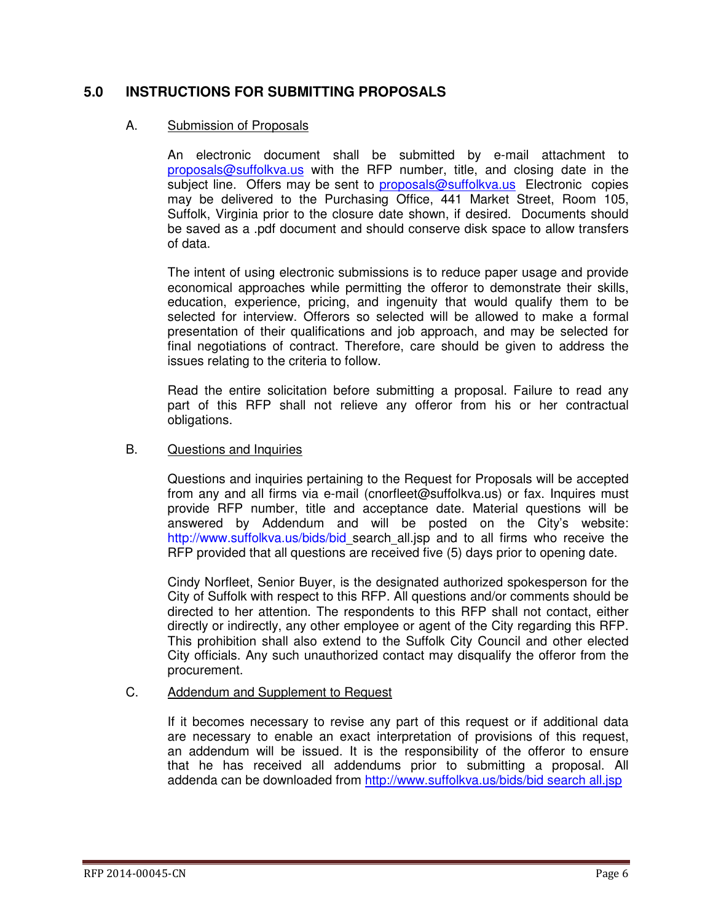## 5.0 INSTRUCTIONS FOR SUBMITTING PROPOSALS

### A. Submission of Proposals

An electronic document shall be submitted by e-mail attachment to proposals@suffolkva.us with the RFP number, title, and closing date in the subject line. Offers may be sent to proposals@suffolkva.us Electronic copies may be delivered to the Purchasing Office, 441 Market Street, Room 105, Suffolk, Virginia prior to the closure date shown, if desired. Documents should be saved as a .pdf document and should conserve disk space to allow transfers of data.

The intent of using electronic submissions is to reduce paper usage and provide economical approaches while permitting the offeror to demonstrate their skills, education, experience, pricing, and ingenuity that would qualify them to be selected for interview. Offerors so selected will be allowed to make a formal presentation of their qualifications and job approach, and may be selected for final negotiations of contract. Therefore, care should be given to address the issues relating to the criteria to follow.

Read the entire solicitation before submitting a proposal. Failure to read any part of this RFP shall not relieve any offeror from his or her contractual obligations.

### B. Questions and Inquiries

Questions and inquiries pertaining to the Request for Proposals will be accepted from any and all firms via e-mail (cnorfleet@suffolkva.us) or fax. Inquires must provide RFP number, title and acceptance date. Material questions will be answered by Addendum and will be posted on the City's website: http://www.suffolkva.us/bids/bid_search_all.jsp and to all firms who receive the RFP provided that all questions are received five (5) days prior to opening date.

Cindy Norfleet, Senior Buyer, is the designated authorized spokesperson for the City of Suffolk with respect to this RFP. All questions and/or comments should be directed to her attention. The respondents to this RFP shall not contact, either directly or indirectly, any other employee or agent of the City regarding this RFP. This prohibition shall also extend to the Suffolk City Council and other elected City officials. Any such unauthorized contact may disqualify the offeror from the procurement.

### C. Addendum and Supplement to Request

If it becomes necessary to revise any part of this request or if additional data are necessary to enable an exact interpretation of provisions of this request, an addendum will be issued. It is the responsibility of the offeror to ensure that he has received all addendums prior to submitting a proposal. All addenda can be downloaded from http://www.suffolkva.us/bids/bid search all.jsp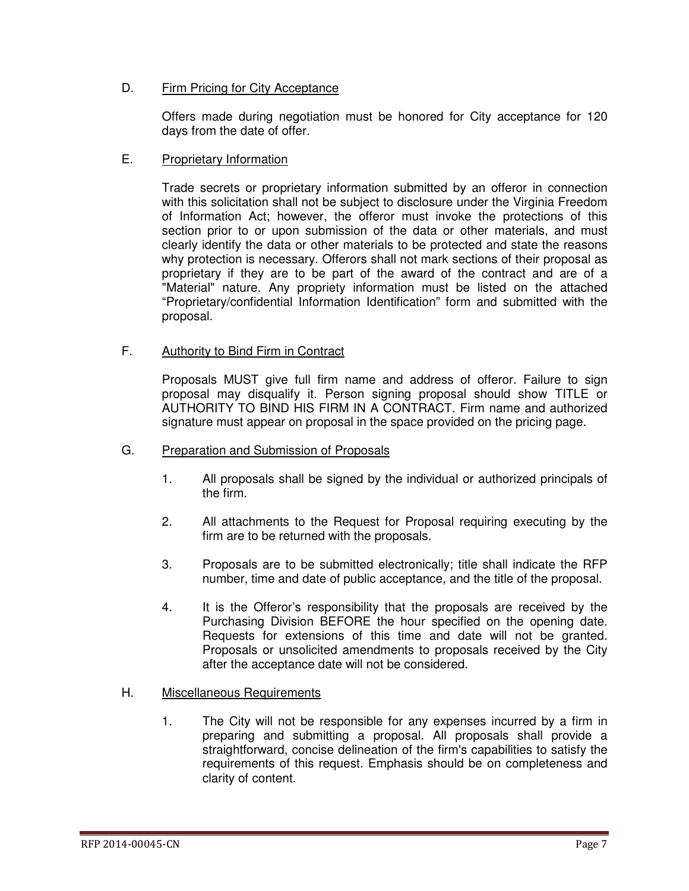D. <u>Firm Pricing for City Acceptance</u>

Offers made during negotiation must be honored for City acceptance for 120 days from the date of offer.

E. <u>Proprietary Information</u>

Trade secrets or proprietary information submitted by an offeror in connection with this solicitation shall not be subject to disclosure under the Virginia Freedom of Information Act; however, the offeror must invoke the protections of this section prior to or upon submission of the data or other materials, and must clearly identify the data or other materials to be protected and state the reasons why protection is necessary. Offerors shall not mark sections of their proposal as proprietary if they are to be part of the award of the contract and are of a "Material" nature. Any propriety information must be listed on the attached "Proprietary/confidential Information Identification" form and submitted with the proposal.

F. <u>Authority to Bind Firm in Contract</u>

Proposals MUST give full firm name and address of offeror. Failure to sign proposal may disqualify it. Person signing proposal should show TITLE or AUTHORITY TO BIND HIS FIRM IN A CONTRACT. Firm name and authorized signature must appear on proposal in the space provided on the pricing page.

G. <u>Preparation and Submission of Proposals</u>

1. All proposals shall be signed by the individual or authorized principals of the firm.

2. All attachments to the Request for Proposal requiring executing by the firm are to be returned with the proposals.

3. Proposals are to be submitted electronically; title shall indicate the RFP number, time and date of public acceptance, and the title of the proposal.

4. It is the Offeror's responsibility that the proposals are received by the Purchasing Division BEFORE the hour specified on the opening date. Requests for extensions of this time and date will not be granted. Proposals or unsolicited amendments to proposals received by the City after the acceptance date will not be considered.

H. <u>Miscellaneous Requirements</u>

1. The City will not be responsible for any expenses incurred by a firm in preparing and submitting a proposal. All proposals shall provide a straightforward, concise delineation of the firm's capabilities to satisfy the requirements of this request. Emphasis should be on completeness and clarity of content.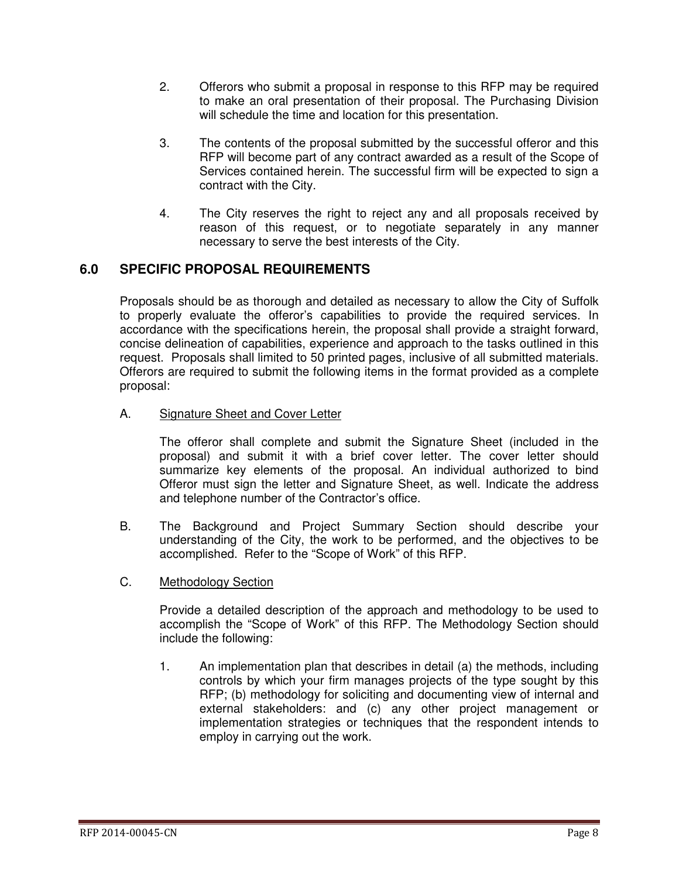2. Offerors who submit a proposal in response to this RFP may be required to make an oral presentation of their proposal. The Purchasing Division will schedule the time and location for this presentation.

3. The contents of the proposal submitted by the successful offeror and this RFP will become part of any contract awarded as a result of the Scope of Services contained herein. The successful firm will be expected to sign a contract with the City.

4. The City reserves the right to reject any and all proposals received by reason of this request, or to negotiate separately in any manner necessary to serve the best interests of the City.

## 6.0 SPECIFIC PROPOSAL REQUIREMENTS

Proposals should be as thorough and detailed as necessary to allow the City of Suffolk to properly evaluate the offeror's capabilities to provide the required services. In accordance with the specifications herein, the proposal shall provide a straight forward, concise delineation of capabilities, experience and approach to the tasks outlined in this request. Proposals shall limited to 50 printed pages, inclusive of all submitted materials. Offerors are required to submit the following items in the format provided as a complete proposal:

A. <u>Signature Sheet and Cover Letter</u>

The offeror shall complete and submit the Signature Sheet (included in the proposal) and submit it with a brief cover letter. The cover letter should summarize key elements of the proposal. An individual authorized to bind Offeror must sign the letter and Signature Sheet, as well. Indicate the address and telephone number of the Contractor's office.

B. The Background and Project Summary Section should describe your understanding of the City, the work to be performed, and the objectives to be accomplished. Refer to the "Scope of Work" of this RFP.

C. <u>Methodology Section</u>

Provide a detailed description of the approach and methodology to be used to accomplish the "Scope of Work" of this RFP. The Methodology Section should include the following:

1. An implementation plan that describes in detail (a) the methods, including controls by which your firm manages projects of the type sought by this RFP; (b) methodology for soliciting and documenting view of internal and external stakeholders: and (c) any other project management or implementation strategies or techniques that the respondent intends to employ in carrying out the work.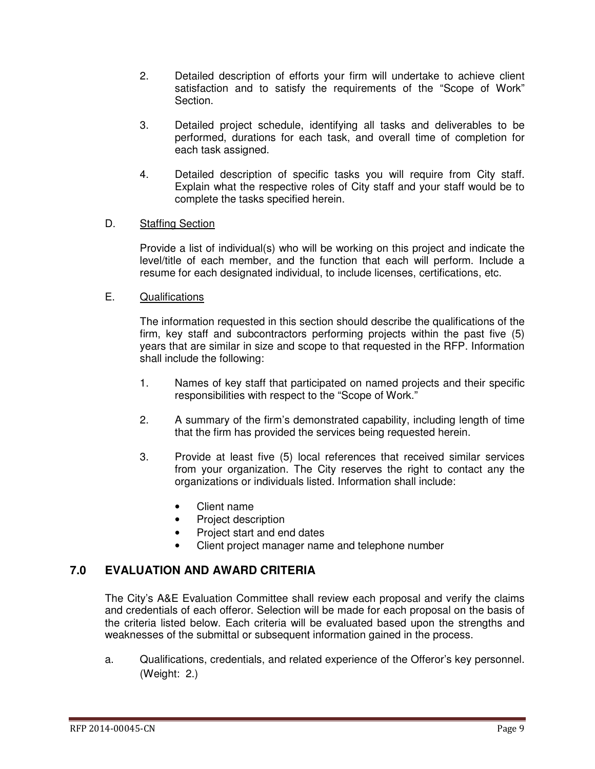2. Detailed description of efforts your firm will undertake to achieve client satisfaction and to satisfy the requirements of the "Scope of Work" Section.

3. Detailed project schedule, identifying all tasks and deliverables to be performed, durations for each task, and overall time of completion for each task assigned.

4. Detailed description of specific tasks you will require from City staff. Explain what the respective roles of City staff and your staff would be to complete the tasks specified herein.

D. Staffing Section

Provide a list of individual(s) who will be working on this project and indicate the level/title of each member, and the function that each will perform. Include a resume for each designated individual, to include licenses, certifications, etc.

E. Qualifications

The information requested in this section should describe the qualifications of the firm, key staff and subcontractors performing projects within the past five (5) years that are similar in size and scope to that requested in the RFP. Information shall include the following:

1. Names of key staff that participated on named projects and their specific responsibilities with respect to the "Scope of Work."

2. A summary of the firm's demonstrated capability, including length of time that the firm has provided the services being requested herein.

3. Provide at least five (5) local references that received similar services from your organization. The City reserves the right to contact any the organizations or individuals listed. Information shall include:

   - Client name
   - Project description
   - Project start and end dates
   - Client project manager name and telephone number

## 7.0 EVALUATION AND AWARD CRITERIA

The City's A&E Evaluation Committee shall review each proposal and verify the claims and credentials of each offeror. Selection will be made for each proposal on the basis of the criteria listed below. Each criteria will be evaluated based upon the strengths and weaknesses of the submittal or subsequent information gained in the process.

a. Qualifications, credentials, and related experience of the Offeror's key personnel. (Weight: 2.)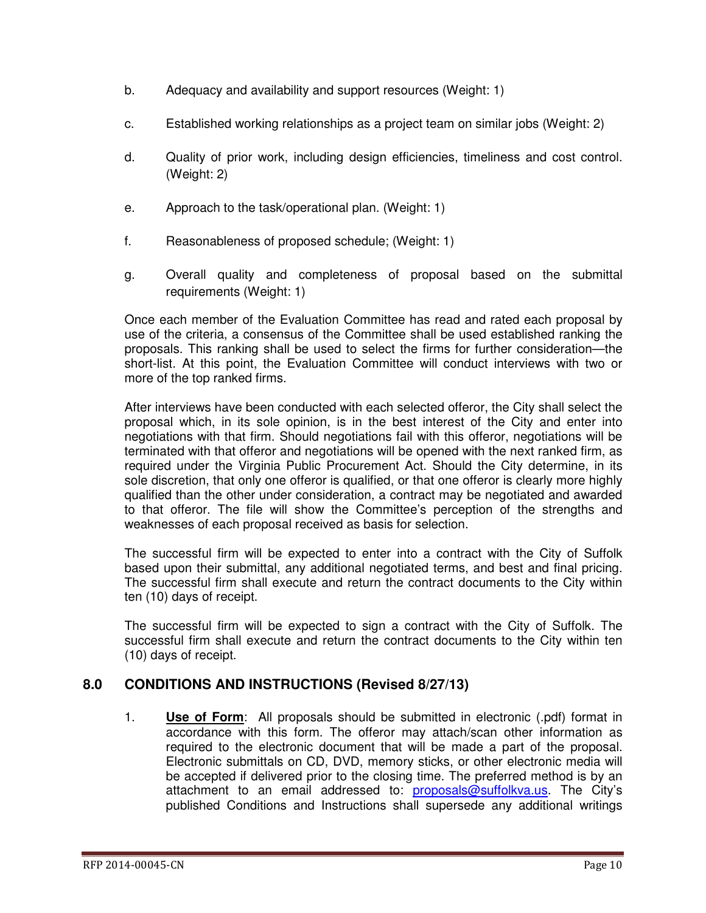b. Adequacy and availability and support resources (Weight: 1)

c. Established working relationships as a project team on similar jobs (Weight: 2)

d. Quality of prior work, including design efficiencies, timeliness and cost control. (Weight: 2)

e. Approach to the task/operational plan. (Weight: 1)

f. Reasonableness of proposed schedule; (Weight: 1)

g. Overall quality and completeness of proposal based on the submittal requirements (Weight: 1)

Once each member of the Evaluation Committee has read and rated each proposal by use of the criteria, a consensus of the Committee shall be used established ranking the proposals. This ranking shall be used to select the firms for further consideration—the short-list. At this point, the Evaluation Committee will conduct interviews with two or more of the top ranked firms.

After interviews have been conducted with each selected offeror, the City shall select the proposal which, in its sole opinion, is in the best interest of the City and enter into negotiations with that firm. Should negotiations fail with this offeror, negotiations will be terminated with that offeror and negotiations will be opened with the next ranked firm, as required under the Virginia Public Procurement Act. Should the City determine, in its sole discretion, that only one offeror is qualified, or that one offeror is clearly more highly qualified than the other under consideration, a contract may be negotiated and awarded to that offeror. The file will show the Committee's perception of the strengths and weaknesses of each proposal received as basis for selection.

The successful firm will be expected to enter into a contract with the City of Suffolk based upon their submittal, any additional negotiated terms, and best and final pricing. The successful firm shall execute and return the contract documents to the City within ten (10) days of receipt.

The successful firm will be expected to sign a contract with the City of Suffolk. The successful firm shall execute and return the contract documents to the City within ten (10) days of receipt.

## 8.0 CONDITIONS AND INSTRUCTIONS (Revised 8/27/13)

1. **Use of Form**: All proposals should be submitted in electronic (.pdf) format in accordance with this form. The offeror may attach/scan other information as required to the electronic document that will be made a part of the proposal. Electronic submittals on CD, DVD, memory sticks, or other electronic media will be accepted if delivered prior to the closing time. The preferred method is by an attachment to an email addressed to: proposals@suffolkva.us. The City's published Conditions and Instructions shall supersede any additional writings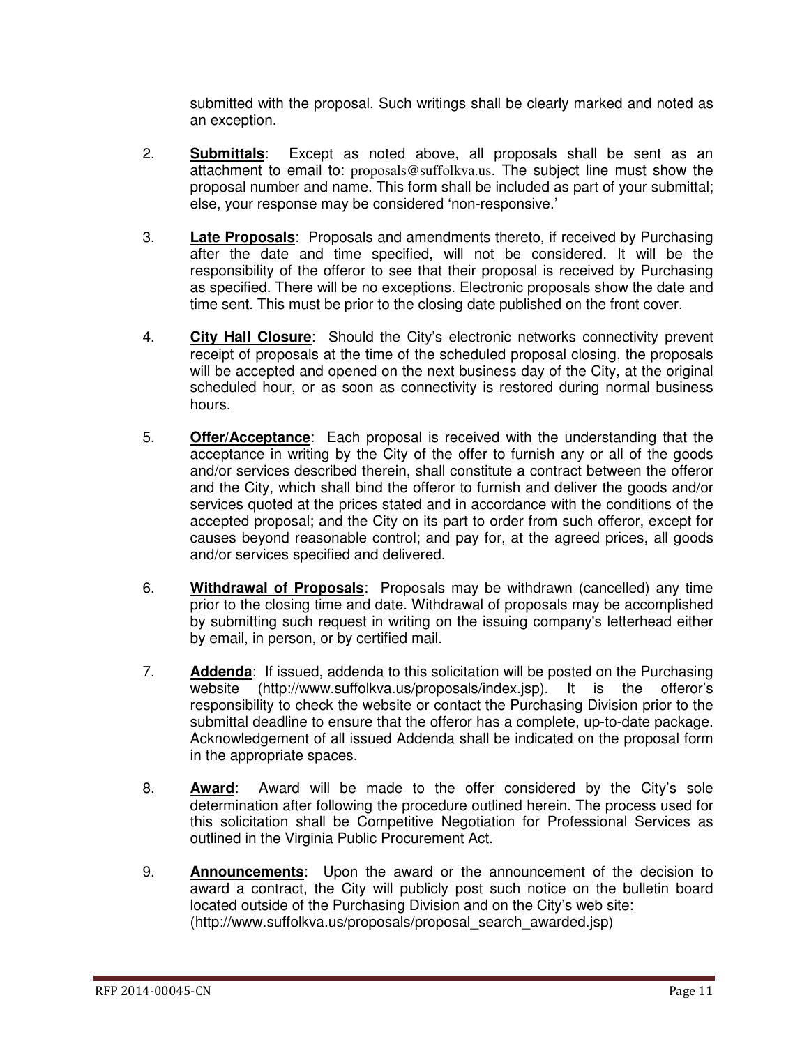submitted with the proposal. Such writings shall be clearly marked and noted as an exception.

2. **Submittals**: Except as noted above, all proposals shall be sent as an attachment to email to: proposals@suffolkva.us. The subject line must show the proposal number and name. This form shall be included as part of your submittal; else, your response may be considered 'non-responsive.'

3. **Late Proposals**: Proposals and amendments thereto, if received by Purchasing after the date and time specified, will not be considered. It will be the responsibility of the offeror to see that their proposal is received by Purchasing as specified. There will be no exceptions. Electronic proposals show the date and time sent. This must be prior to the closing date published on the front cover.

4. **City Hall Closure**: Should the City's electronic networks connectivity prevent receipt of proposals at the time of the scheduled proposal closing, the proposals will be accepted and opened on the next business day of the City, at the original scheduled hour, or as soon as connectivity is restored during normal business hours.

5. **Offer/Acceptance**: Each proposal is received with the understanding that the acceptance in writing by the City of the offer to furnish any or all of the goods and/or services described therein, shall constitute a contract between the offeror and the City, which shall bind the offeror to furnish and deliver the goods and/or services quoted at the prices stated and in accordance with the conditions of the accepted proposal; and the City on its part to order from such offeror, except for causes beyond reasonable control; and pay for, at the agreed prices, all goods and/or services specified and delivered.

6. **Withdrawal of Proposals**: Proposals may be withdrawn (cancelled) any time prior to the closing time and date. Withdrawal of proposals may be accomplished by submitting such request in writing on the issuing company's letterhead either by email, in person, or by certified mail.

7. **Addenda**: If issued, addenda to this solicitation will be posted on the Purchasing website (http://www.suffolkva.us/proposals/index.jsp). It is the offeror's responsibility to check the website or contact the Purchasing Division prior to the submittal deadline to ensure that the offeror has a complete, up-to-date package. Acknowledgement of all issued Addenda shall be indicated on the proposal form in the appropriate spaces.

8. **Award**: Award will be made to the offer considered by the City's sole determination after following the procedure outlined herein. The process used for this solicitation shall be Competitive Negotiation for Professional Services as outlined in the Virginia Public Procurement Act.

9. **Announcements**: Upon the award or the announcement of the decision to award a contract, the City will publicly post such notice on the bulletin board located outside of the Purchasing Division and on the City's web site: (http://www.suffolkva.us/proposals/proposal_search_awarded.jsp)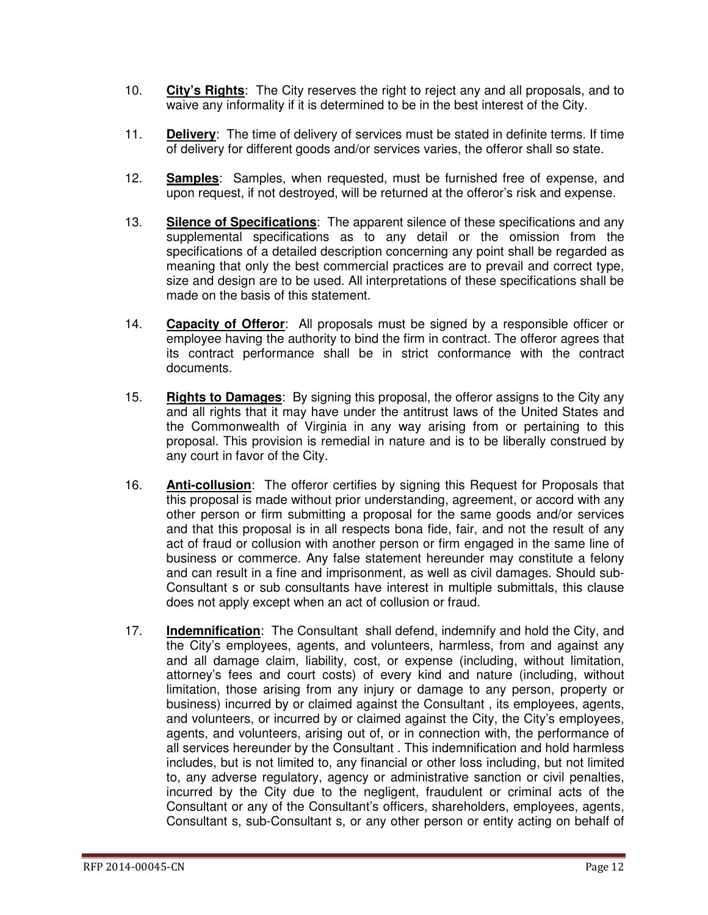10. **City's Rights**: The City reserves the right to reject any and all proposals, and to waive any informality if it is determined to be in the best interest of the City.

11. **Delivery**: The time of delivery of services must be stated in definite terms. If time of delivery for different goods and/or services varies, the offeror shall so state.

12. **Samples**: Samples, when requested, must be furnished free of expense, and upon request, if not destroyed, will be returned at the offeror's risk and expense.

13. **Silence of Specifications**: The apparent silence of these specifications and any supplemental specifications as to any detail or the omission from the specifications of a detailed description concerning any point shall be regarded as meaning that only the best commercial practices are to prevail and correct type, size and design are to be used. All interpretations of these specifications shall be made on the basis of this statement.

14. **Capacity of Offeror**: All proposals must be signed by a responsible officer or employee having the authority to bind the firm in contract. The offeror agrees that its contract performance shall be in strict conformance with the contract documents.

15. **Rights to Damages**: By signing this proposal, the offeror assigns to the City any and all rights that it may have under the antitrust laws of the United States and the Commonwealth of Virginia in any way arising from or pertaining to this proposal. This provision is remedial in nature and is to be liberally construed by any court in favor of the City.

16. **Anti-collusion**: The offeror certifies by signing this Request for Proposals that this proposal is made without prior understanding, agreement, or accord with any other person or firm submitting a proposal for the same goods and/or services and that this proposal is in all respects bona fide, fair, and not the result of any act of fraud or collusion with another person or firm engaged in the same line of business or commerce. Any false statement hereunder may constitute a felony and can result in a fine and imprisonment, as well as civil damages. Should sub-Consultant s or sub consultants have interest in multiple submittals, this clause does not apply except when an act of collusion or fraud.

17. **Indemnification**: The Consultant shall defend, indemnify and hold the City, and the City's employees, agents, and volunteers, harmless, from and against any and all damage claim, liability, cost, or expense (including, without limitation, attorney's fees and court costs) of every kind and nature (including, without limitation, those arising from any injury or damage to any person, property or business) incurred by or claimed against the Consultant , its employees, agents, and volunteers, or incurred by or claimed against the City, the City's employees, agents, and volunteers, arising out of, or in connection with, the performance of all services hereunder by the Consultant . This indemnification and hold harmless includes, but is not limited to, any financial or other loss including, but not limited to, any adverse regulatory, agency or administrative sanction or civil penalties, incurred by the City due to the negligent, fraudulent or criminal acts of the Consultant or any of the Consultant's officers, shareholders, employees, agents, Consultant s, sub-Consultant s, or any other person or entity acting on behalf of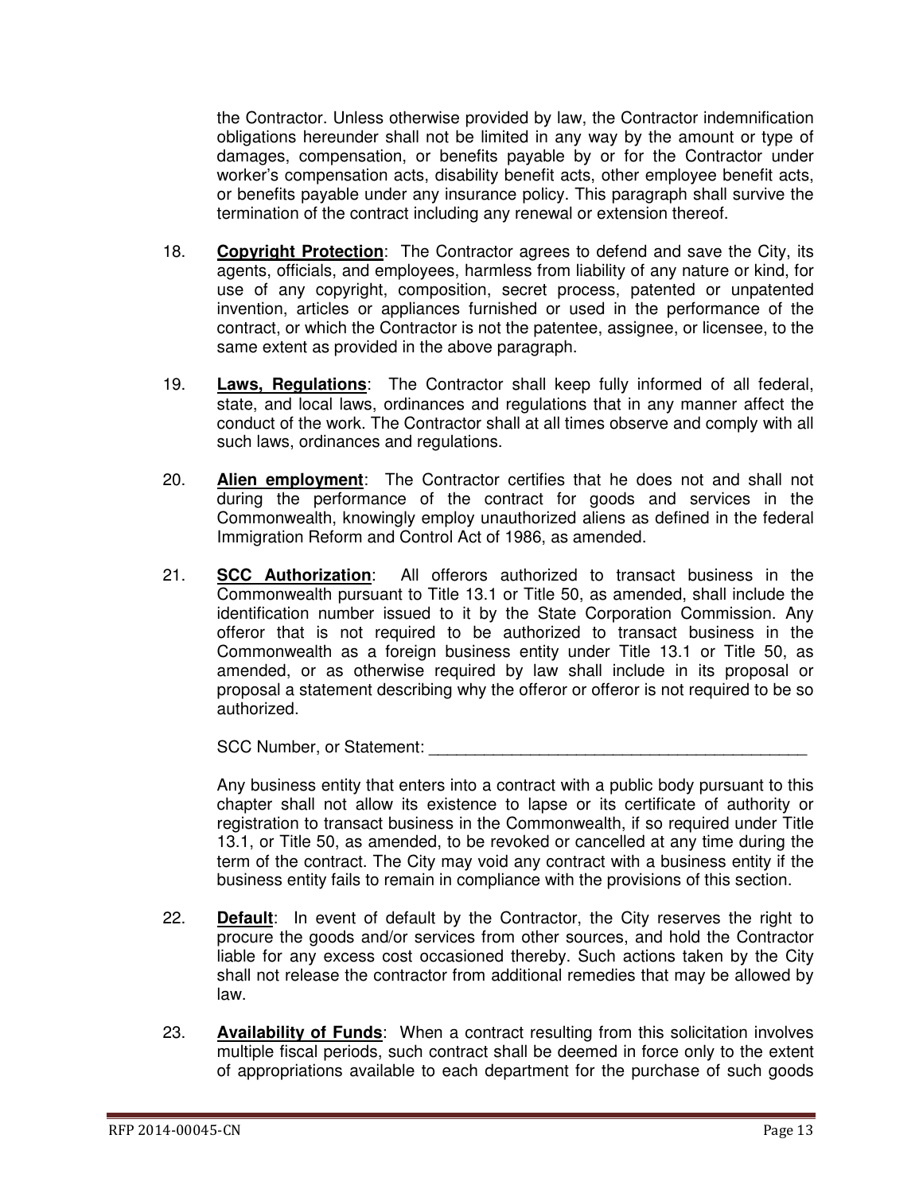the Contractor. Unless otherwise provided by law, the Contractor indemnification obligations hereunder shall not be limited in any way by the amount or type of damages, compensation, or benefits payable by or for the Contractor under worker's compensation acts, disability benefit acts, other employee benefit acts, or benefits payable under any insurance policy. This paragraph shall survive the termination of the contract including any renewal or extension thereof.

18. **Copyright Protection**: The Contractor agrees to defend and save the City, its agents, officials, and employees, harmless from liability of any nature or kind, for use of any copyright, composition, secret process, patented or unpatented invention, articles or appliances furnished or used in the performance of the contract, or which the Contractor is not the patentee, assignee, or licensee, to the same extent as provided in the above paragraph.

19. **Laws, Regulations**: The Contractor shall keep fully informed of all federal, state, and local laws, ordinances and regulations that in any manner affect the conduct of the work. The Contractor shall at all times observe and comply with all such laws, ordinances and regulations.

20. **Alien employment**: The Contractor certifies that he does not and shall not during the performance of the contract for goods and services in the Commonwealth, knowingly employ unauthorized aliens as defined in the federal Immigration Reform and Control Act of 1986, as amended.

21. **SCC Authorization**: All offerors authorized to transact business in the Commonwealth pursuant to Title 13.1 or Title 50, as amended, shall include the identification number issued to it by the State Corporation Commission. Any offeror that is not required to be authorized to transact business in the Commonwealth as a foreign business entity under Title 13.1 or Title 50, as amended, or as otherwise required by law shall include in its proposal or proposal a statement describing why the offeror or offeror is not required to be so authorized.

    SCC Number, or Statement: ___________________________________________

    Any business entity that enters into a contract with a public body pursuant to this chapter shall not allow its existence to lapse or its certificate of authority or registration to transact business in the Commonwealth, if so required under Title 13.1, or Title 50, as amended, to be revoked or cancelled at any time during the term of the contract. The City may void any contract with a business entity if the business entity fails to remain in compliance with the provisions of this section.

22. **Default**: In event of default by the Contractor, the City reserves the right to procure the goods and/or services from other sources, and hold the Contractor liable for any excess cost occasioned thereby. Such actions taken by the City shall not release the contractor from additional remedies that may be allowed by law.

23. **Availability of Funds**: When a contract resulting from this solicitation involves multiple fiscal periods, such contract shall be deemed in force only to the extent of appropriations available to each department for the purchase of such goods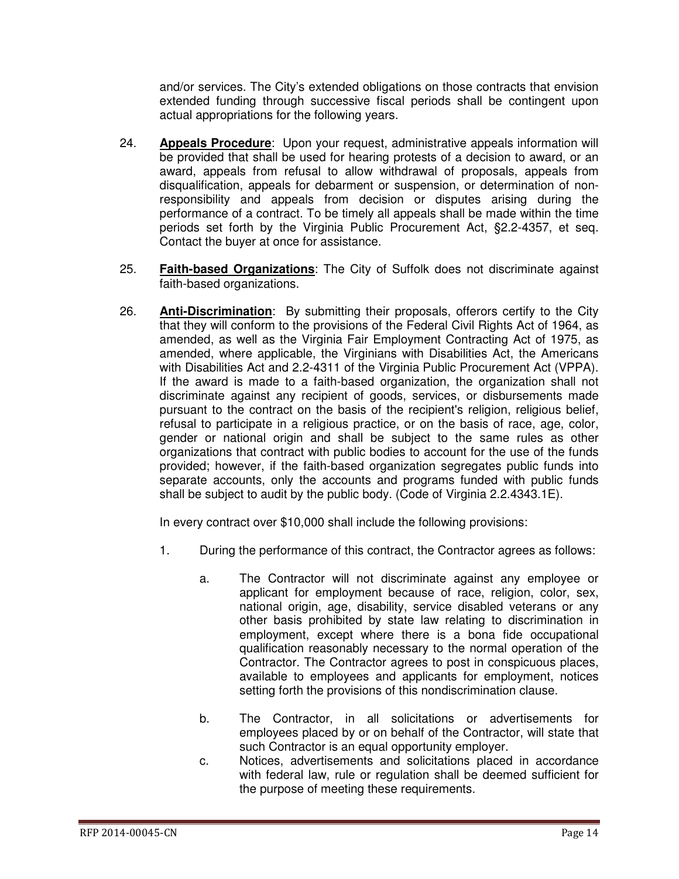and/or services. The City's extended obligations on those contracts that envision extended funding through successive fiscal periods shall be contingent upon actual appropriations for the following years.

24. **Appeals Procedure**: Upon your request, administrative appeals information will be provided that shall be used for hearing protests of a decision to award, or an award, appeals from refusal to allow withdrawal of proposals, appeals from disqualification, appeals for debarment or suspension, or determination of non-responsibility and appeals from decision or disputes arising during the performance of a contract. To be timely all appeals shall be made within the time periods set forth by the Virginia Public Procurement Act, §2.2-4357, et seq. Contact the buyer at once for assistance.

25. **Faith-based Organizations**: The City of Suffolk does not discriminate against faith-based organizations.

26. **Anti-Discrimination**: By submitting their proposals, offerors certify to the City that they will conform to the provisions of the Federal Civil Rights Act of 1964, as amended, as well as the Virginia Fair Employment Contracting Act of 1975, as amended, where applicable, the Virginians with Disabilities Act, the Americans with Disabilities Act and 2.2-4311 of the Virginia Public Procurement Act (VPPA). If the award is made to a faith-based organization, the organization shall not discriminate against any recipient of goods, services, or disbursements made pursuant to the contract on the basis of the recipient's religion, religious belief, refusal to participate in a religious practice, or on the basis of race, age, color, gender or national origin and shall be subject to the same rules as other organizations that contract with public bodies to account for the use of the funds provided; however, if the faith-based organization segregates public funds into separate accounts, only the accounts and programs funded with public funds shall be subject to audit by the public body. (Code of Virginia 2.2.4343.1E).

    In every contract over $10,000 shall include the following provisions:

    1. During the performance of this contract, the Contractor agrees as follows:

        a. The Contractor will not discriminate against any employee or applicant for employment because of race, religion, color, sex, national origin, age, disability, service disabled veterans or any other basis prohibited by state law relating to discrimination in employment, except where there is a bona fide occupational qualification reasonably necessary to the normal operation of the Contractor. The Contractor agrees to post in conspicuous places, available to employees and applicants for employment, notices setting forth the provisions of this nondiscrimination clause.

        b. The Contractor, in all solicitations or advertisements for employees placed by or on behalf of the Contractor, will state that such Contractor is an equal opportunity employer.

        c. Notices, advertisements and solicitations placed in accordance with federal law, rule or regulation shall be deemed sufficient for the purpose of meeting these requirements.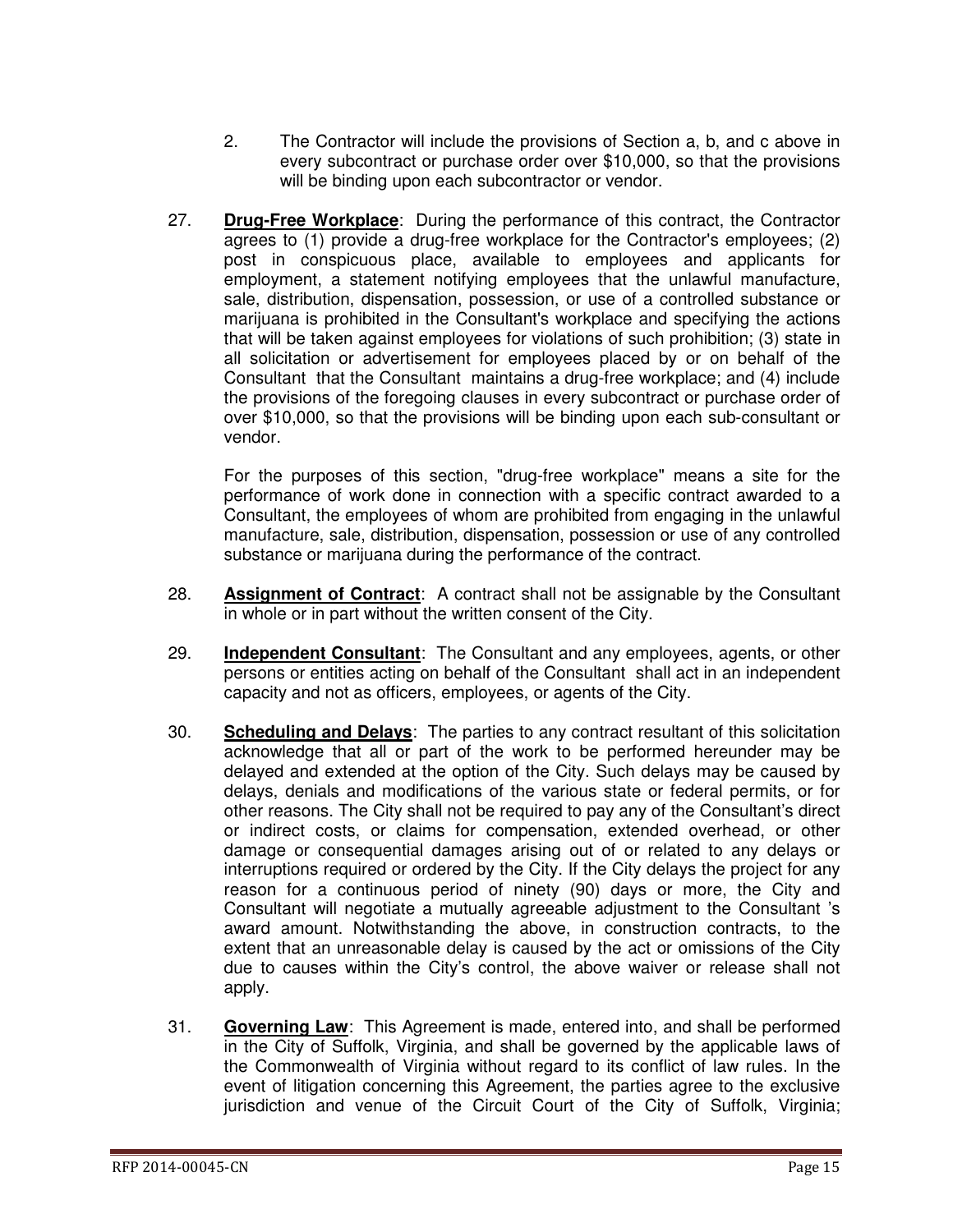2. The Contractor will include the provisions of Section a, b, and c above in every subcontract or purchase order over $10,000, so that the provisions will be binding upon each subcontractor or vendor.

27. **Drug-Free Workplace**: During the performance of this contract, the Contractor agrees to (1) provide a drug-free workplace for the Contractor's employees; (2) post in conspicuous place, available to employees and applicants for employment, a statement notifying employees that the unlawful manufacture, sale, distribution, dispensation, possession, or use of a controlled substance or marijuana is prohibited in the Consultant's workplace and specifying the actions that will be taken against employees for violations of such prohibition; (3) state in all solicitation or advertisement for employees placed by or on behalf of the Consultant that the Consultant maintains a drug-free workplace; and (4) include the provisions of the foregoing clauses in every subcontract or purchase order of over $10,000, so that the provisions will be binding upon each sub-consultant or vendor.

   For the purposes of this section, "drug-free workplace" means a site for the performance of work done in connection with a specific contract awarded to a Consultant, the employees of whom are prohibited from engaging in the unlawful manufacture, sale, distribution, dispensation, possession or use of any controlled substance or marijuana during the performance of the contract.

28. **Assignment of Contract**: A contract shall not be assignable by the Consultant in whole or in part without the written consent of the City.

29. **Independent Consultant**: The Consultant and any employees, agents, or other persons or entities acting on behalf of the Consultant shall act in an independent capacity and not as officers, employees, or agents of the City.

30. **Scheduling and Delays**: The parties to any contract resultant of this solicitation acknowledge that all or part of the work to be performed hereunder may be delayed and extended at the option of the City. Such delays may be caused by delays, denials and modifications of the various state or federal permits, or for other reasons. The City shall not be required to pay any of the Consultant's direct or indirect costs, or claims for compensation, extended overhead, or other damage or consequential damages arising out of or related to any delays or interruptions required or ordered by the City. If the City delays the project for any reason for a continuous period of ninety (90) days or more, the City and Consultant will negotiate a mutually agreeable adjustment to the Consultant 's award amount. Notwithstanding the above, in construction contracts, to the extent that an unreasonable delay is caused by the act or omissions of the City due to causes within the City's control, the above waiver or release shall not apply.

31. **Governing Law**: This Agreement is made, entered into, and shall be performed in the City of Suffolk, Virginia, and shall be governed by the applicable laws of the Commonwealth of Virginia without regard to its conflict of law rules. In the event of litigation concerning this Agreement, the parties agree to the exclusive jurisdiction and venue of the Circuit Court of the City of Suffolk, Virginia;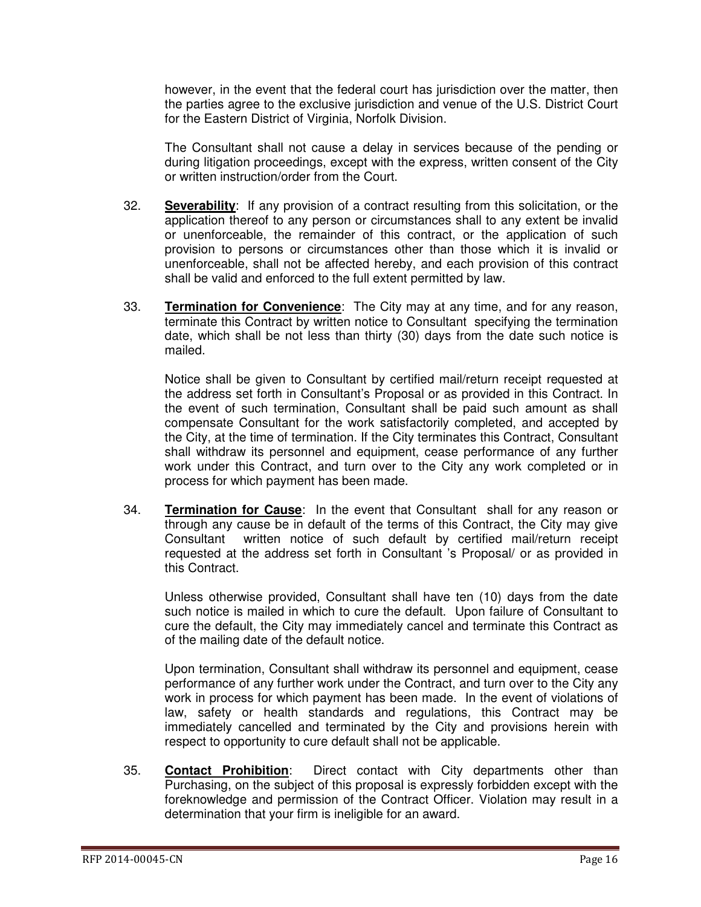however, in the event that the federal court has jurisdiction over the matter, then the parties agree to the exclusive jurisdiction and venue of the U.S. District Court for the Eastern District of Virginia, Norfolk Division.

The Consultant shall not cause a delay in services because of the pending or during litigation proceedings, except with the express, written consent of the City or written instruction/order from the Court.

32. **Severability**: If any provision of a contract resulting from this solicitation, or the application thereof to any person or circumstances shall to any extent be invalid or unenforceable, the remainder of this contract, or the application of such provision to persons or circumstances other than those which it is invalid or unenforceable, shall not be affected hereby, and each provision of this contract shall be valid and enforced to the full extent permitted by law.

33. **Termination for Convenience**: The City may at any time, and for any reason, terminate this Contract by written notice to Consultant specifying the termination date, which shall be not less than thirty (30) days from the date such notice is mailed.

    Notice shall be given to Consultant by certified mail/return receipt requested at the address set forth in Consultant's Proposal or as provided in this Contract. In the event of such termination, Consultant shall be paid such amount as shall compensate Consultant for the work satisfactorily completed, and accepted by the City, at the time of termination. If the City terminates this Contract, Consultant shall withdraw its personnel and equipment, cease performance of any further work under this Contract, and turn over to the City any work completed or in process for which payment has been made.

34. **Termination for Cause**: In the event that Consultant shall for any reason or through any cause be in default of the terms of this Contract, the City may give Consultant written notice of such default by certified mail/return receipt requested at the address set forth in Consultant 's Proposal/ or as provided in this Contract.

    Unless otherwise provided, Consultant shall have ten (10) days from the date such notice is mailed in which to cure the default. Upon failure of Consultant to cure the default, the City may immediately cancel and terminate this Contract as of the mailing date of the default notice.

    Upon termination, Consultant shall withdraw its personnel and equipment, cease performance of any further work under the Contract, and turn over to the City any work in process for which payment has been made. In the event of violations of law, safety or health standards and regulations, this Contract may be immediately cancelled and terminated by the City and provisions herein with respect to opportunity to cure default shall not be applicable.

35. **Contact Prohibition**: Direct contact with City departments other than Purchasing, on the subject of this proposal is expressly forbidden except with the foreknowledge and permission of the Contract Officer. Violation may result in a determination that your firm is ineligible for an award.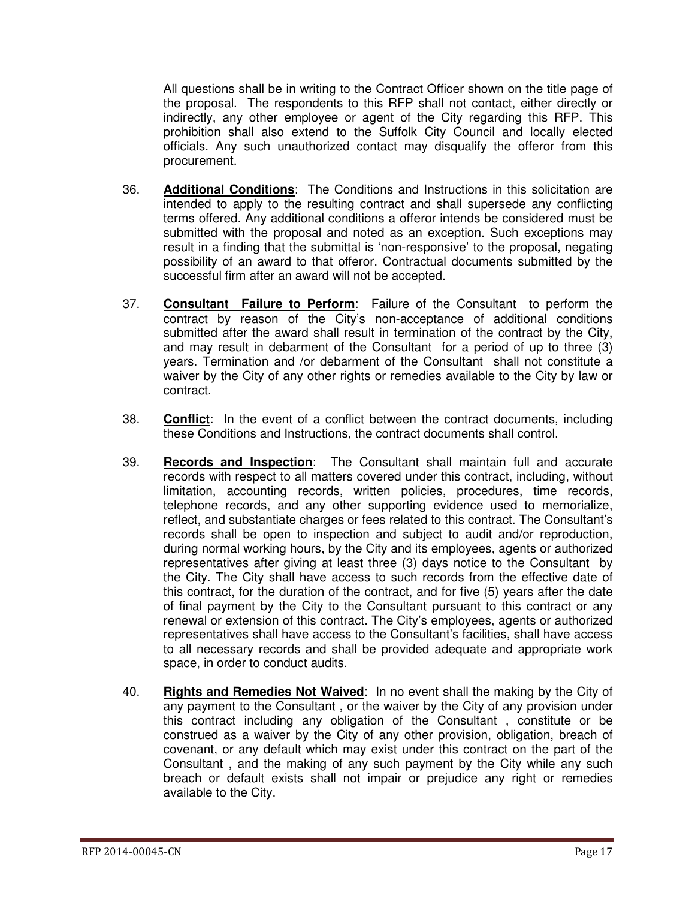All questions shall be in writing to the Contract Officer shown on the title page of the proposal. The respondents to this RFP shall not contact, either directly or indirectly, any other employee or agent of the City regarding this RFP. This prohibition shall also extend to the Suffolk City Council and locally elected officials. Any such unauthorized contact may disqualify the offeror from this procurement.

36. **Additional Conditions**: The Conditions and Instructions in this solicitation are intended to apply to the resulting contract and shall supersede any conflicting terms offered. Any additional conditions a offeror intends be considered must be submitted with the proposal and noted as an exception. Such exceptions may result in a finding that the submittal is 'non-responsive' to the proposal, negating possibility of an award to that offeror. Contractual documents submitted by the successful firm after an award will not be accepted.

37. **Consultant Failure to Perform**: Failure of the Consultant to perform the contract by reason of the City's non-acceptance of additional conditions submitted after the award shall result in termination of the contract by the City, and may result in debarment of the Consultant for a period of up to three (3) years. Termination and /or debarment of the Consultant shall not constitute a waiver by the City of any other rights or remedies available to the City by law or contract.

38. **Conflict**: In the event of a conflict between the contract documents, including these Conditions and Instructions, the contract documents shall control.

39. **Records and Inspection**: The Consultant shall maintain full and accurate records with respect to all matters covered under this contract, including, without limitation, accounting records, written policies, procedures, time records, telephone records, and any other supporting evidence used to memorialize, reflect, and substantiate charges or fees related to this contract. The Consultant's records shall be open to inspection and subject to audit and/or reproduction, during normal working hours, by the City and its employees, agents or authorized representatives after giving at least three (3) days notice to the Consultant by the City. The City shall have access to such records from the effective date of this contract, for the duration of the contract, and for five (5) years after the date of final payment by the City to the Consultant pursuant to this contract or any renewal or extension of this contract. The City's employees, agents or authorized representatives shall have access to the Consultant's facilities, shall have access to all necessary records and shall be provided adequate and appropriate work space, in order to conduct audits.

40. **Rights and Remedies Not Waived**: In no event shall the making by the City of any payment to the Consultant , or the waiver by the City of any provision under this contract including any obligation of the Consultant , constitute or be construed as a waiver by the City of any other provision, obligation, breach of covenant, or any default which may exist under this contract on the part of the Consultant , and the making of any such payment by the City while any such breach or default exists shall not impair or prejudice any right or remedies available to the City.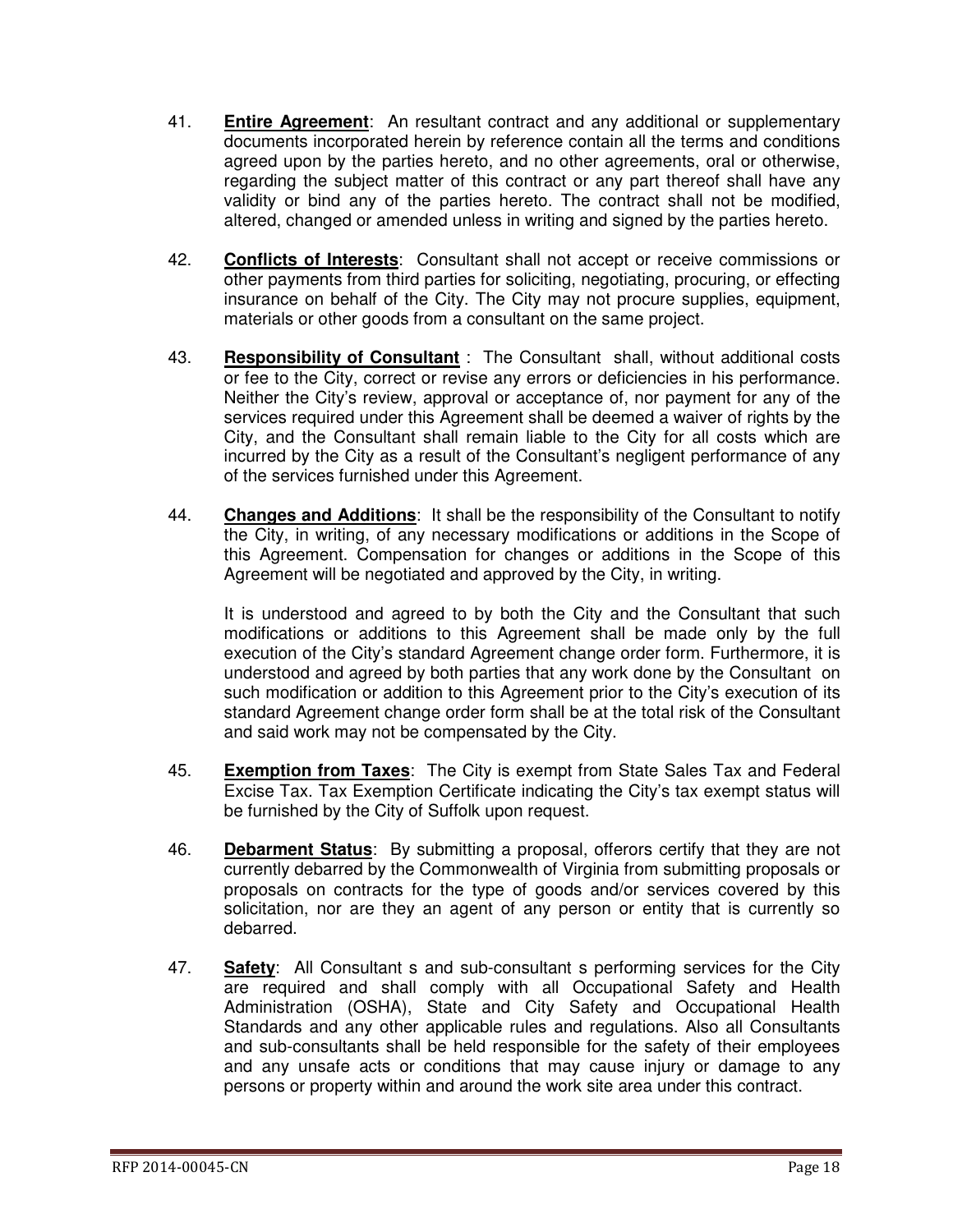41. **Entire Agreement**: An resultant contract and any additional or supplementary documents incorporated herein by reference contain all the terms and conditions agreed upon by the parties hereto, and no other agreements, oral or otherwise, regarding the subject matter of this contract or any part thereof shall have any validity or bind any of the parties hereto. The contract shall not be modified, altered, changed or amended unless in writing and signed by the parties hereto.

42. **Conflicts of Interests**: Consultant shall not accept or receive commissions or other payments from third parties for soliciting, negotiating, procuring, or effecting insurance on behalf of the City. The City may not procure supplies, equipment, materials or other goods from a consultant on the same project.

43. **Responsibility of Consultant** : The Consultant shall, without additional costs or fee to the City, correct or revise any errors or deficiencies in his performance. Neither the City's review, approval or acceptance of, nor payment for any of the services required under this Agreement shall be deemed a waiver of rights by the City, and the Consultant shall remain liable to the City for all costs which are incurred by the City as a result of the Consultant's negligent performance of any of the services furnished under this Agreement.

44. **Changes and Additions**: It shall be the responsibility of the Consultant to notify the City, in writing, of any necessary modifications or additions in the Scope of this Agreement. Compensation for changes or additions in the Scope of this Agreement will be negotiated and approved by the City, in writing.

    It is understood and agreed to by both the City and the Consultant that such modifications or additions to this Agreement shall be made only by the full execution of the City's standard Agreement change order form. Furthermore, it is understood and agreed by both parties that any work done by the Consultant on such modification or addition to this Agreement prior to the City's execution of its standard Agreement change order form shall be at the total risk of the Consultant and said work may not be compensated by the City.

45. **Exemption from Taxes**: The City is exempt from State Sales Tax and Federal Excise Tax. Tax Exemption Certificate indicating the City's tax exempt status will be furnished by the City of Suffolk upon request.

46. **Debarment Status**: By submitting a proposal, offerors certify that they are not currently debarred by the Commonwealth of Virginia from submitting proposals or proposals on contracts for the type of goods and/or services covered by this solicitation, nor are they an agent of any person or entity that is currently so debarred.

47. **Safety**: All Consultant s and sub-consultant s performing services for the City are required and shall comply with all Occupational Safety and Health Administration (OSHA), State and City Safety and Occupational Health Standards and any other applicable rules and regulations. Also all Consultants and sub-consultants shall be held responsible for the safety of their employees and any unsafe acts or conditions that may cause injury or damage to any persons or property within and around the work site area under this contract.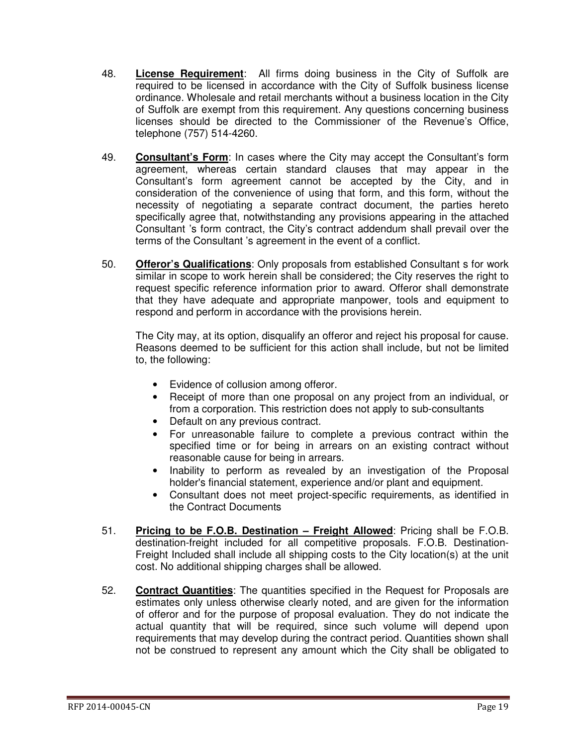48. **License Requirement**: All firms doing business in the City of Suffolk are required to be licensed in accordance with the City of Suffolk business license ordinance. Wholesale and retail merchants without a business location in the City of Suffolk are exempt from this requirement. Any questions concerning business licenses should be directed to the Commissioner of the Revenue's Office, telephone (757) 514-4260.

49. **Consultant's Form**: In cases where the City may accept the Consultant's form agreement, whereas certain standard clauses that may appear in the Consultant's form agreement cannot be accepted by the City, and in consideration of the convenience of using that form, and this form, without the necessity of negotiating a separate contract document, the parties hereto specifically agree that, notwithstanding any provisions appearing in the attached Consultant 's form contract, the City's contract addendum shall prevail over the terms of the Consultant 's agreement in the event of a conflict.

50. **Offeror's Qualifications**: Only proposals from established Consultant s for work similar in scope to work herein shall be considered; the City reserves the right to request specific reference information prior to award. Offeror shall demonstrate that they have adequate and appropriate manpower, tools and equipment to respond and perform in accordance with the provisions herein.

    The City may, at its option, disqualify an offeror and reject his proposal for cause. Reasons deemed to be sufficient for this action shall include, but not be limited to, the following:

    - Evidence of collusion among offeror.
    - Receipt of more than one proposal on any project from an individual, or from a corporation. This restriction does not apply to sub-consultants
    - Default on any previous contract.
    - For unreasonable failure to complete a previous contract within the specified time or for being in arrears on an existing contract without reasonable cause for being in arrears.
    - Inability to perform as revealed by an investigation of the Proposal holder's financial statement, experience and/or plant and equipment.
    - Consultant does not meet project-specific requirements, as identified in the Contract Documents

51. **Pricing to be F.O.B. Destination – Freight Allowed**: Pricing shall be F.O.B. destination-freight included for all competitive proposals. F.O.B. Destination-Freight Included shall include all shipping costs to the City location(s) at the unit cost. No additional shipping charges shall be allowed.

52. **Contract Quantities**: The quantities specified in the Request for Proposals are estimates only unless otherwise clearly noted, and are given for the information of offeror and for the purpose of proposal evaluation. They do not indicate the actual quantity that will be required, since such volume will depend upon requirements that may develop during the contract period. Quantities shown shall not be construed to represent any amount which the City shall be obligated to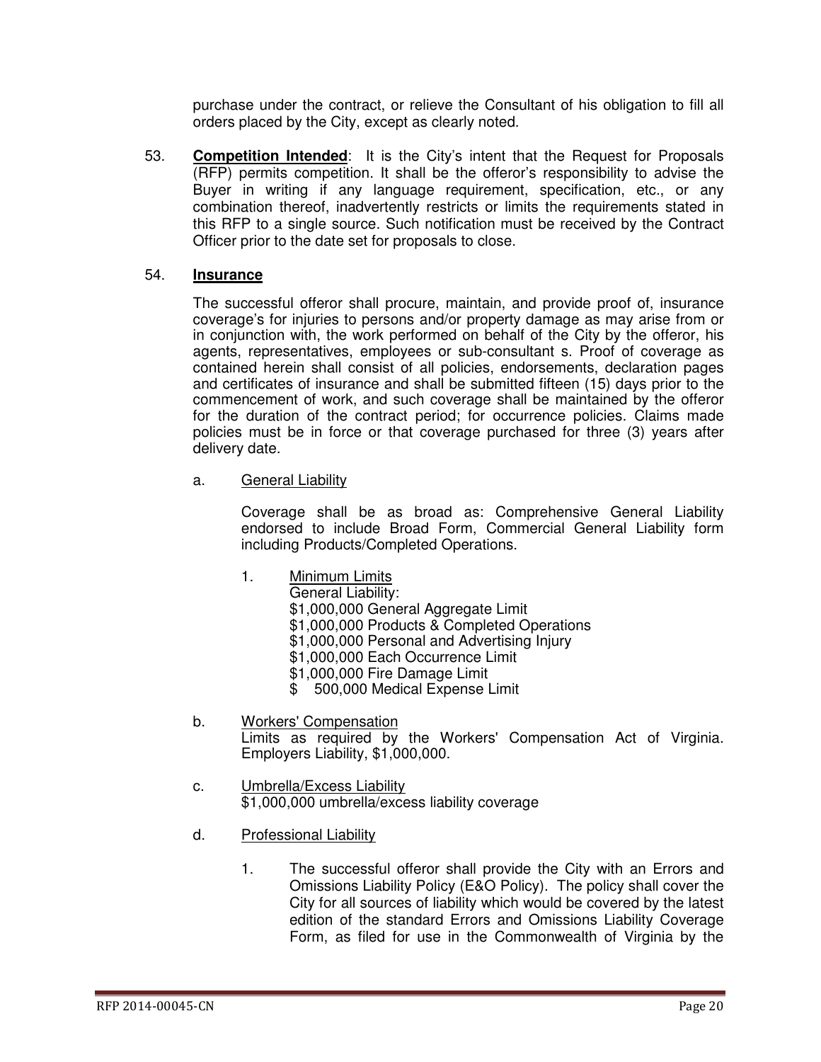purchase under the contract, or relieve the Consultant of his obligation to fill all orders placed by the City, except as clearly noted.

53. **Competition Intended**: It is the City's intent that the Request for Proposals (RFP) permits competition. It shall be the offeror's responsibility to advise the Buyer in writing if any language requirement, specification, etc., or any combination thereof, inadvertently restricts or limits the requirements stated in this RFP to a single source. Such notification must be received by the Contract Officer prior to the date set for proposals to close.

54. **Insurance**

The successful offeror shall procure, maintain, and provide proof of, insurance coverage's for injuries to persons and/or property damage as may arise from or in conjunction with, the work performed on behalf of the City by the offeror, his agents, representatives, employees or sub-consultant s. Proof of coverage as contained herein shall consist of all policies, endorsements, declaration pages and certificates of insurance and shall be submitted fifteen (15) days prior to the commencement of work, and such coverage shall be maintained by the offeror for the duration of the contract period; for occurrence policies. Claims made policies must be in force or that coverage purchased for three (3) years after delivery date.

a. General Liability

Coverage shall be as broad as: Comprehensive General Liability endorsed to include Broad Form, Commercial General Liability form including Products/Completed Operations.

1. Minimum Limits
   General Liability:
   $1,000,000 General Aggregate Limit
   $1,000,000 Products & Completed Operations
   $1,000,000 Personal and Advertising Injury
   $1,000,000 Each Occurrence Limit
   $1,000,000 Fire Damage Limit
   $ 500,000 Medical Expense Limit

b. Workers' Compensation
   Limits as required by the Workers' Compensation Act of Virginia. Employers Liability, $1,000,000.

c. Umbrella/Excess Liability
   $1,000,000 umbrella/excess liability coverage

d. Professional Liability

1. The successful offeror shall provide the City with an Errors and Omissions Liability Policy (E&O Policy). The policy shall cover the City for all sources of liability which would be covered by the latest edition of the standard Errors and Omissions Liability Coverage Form, as filed for use in the Commonwealth of Virginia by the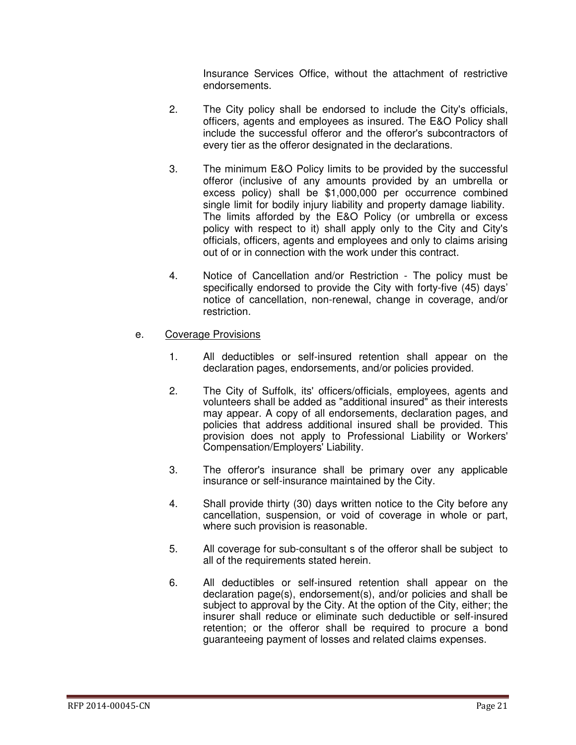Insurance Services Office, without the attachment of restrictive endorsements.

2. The City policy shall be endorsed to include the City's officials, officers, agents and employees as insured. The E&O Policy shall include the successful offeror and the offeror's subcontractors of every tier as the offeror designated in the declarations.

3. The minimum E&O Policy limits to be provided by the successful offeror (inclusive of any amounts provided by an umbrella or excess policy) shall be $1,000,000 per occurrence combined single limit for bodily injury liability and property damage liability. The limits afforded by the E&O Policy (or umbrella or excess policy with respect to it) shall apply only to the City and City's officials, officers, agents and employees and only to claims arising out of or in connection with the work under this contract.

4. Notice of Cancellation and/or Restriction - The policy must be specifically endorsed to provide the City with forty-five (45) days' notice of cancellation, non-renewal, change in coverage, and/or restriction.

e. Coverage Provisions

1. All deductibles or self-insured retention shall appear on the declaration pages, endorsements, and/or policies provided.

2. The City of Suffolk, its' officers/officials, employees, agents and volunteers shall be added as "additional insured" as their interests may appear. A copy of all endorsements, declaration pages, and policies that address additional insured shall be provided. This provision does not apply to Professional Liability or Workers' Compensation/Employers' Liability.

3. The offeror's insurance shall be primary over any applicable insurance or self-insurance maintained by the City.

4. Shall provide thirty (30) days written notice to the City before any cancellation, suspension, or void of coverage in whole or part, where such provision is reasonable.

5. All coverage for sub-consultant s of the offeror shall be subject to all of the requirements stated herein.

6. All deductibles or self-insured retention shall appear on the declaration page(s), endorsement(s), and/or policies and shall be subject to approval by the City. At the option of the City, either; the insurer shall reduce or eliminate such deductible or self-insured retention; or the offeror shall be required to procure a bond guaranteeing payment of losses and related claims expenses.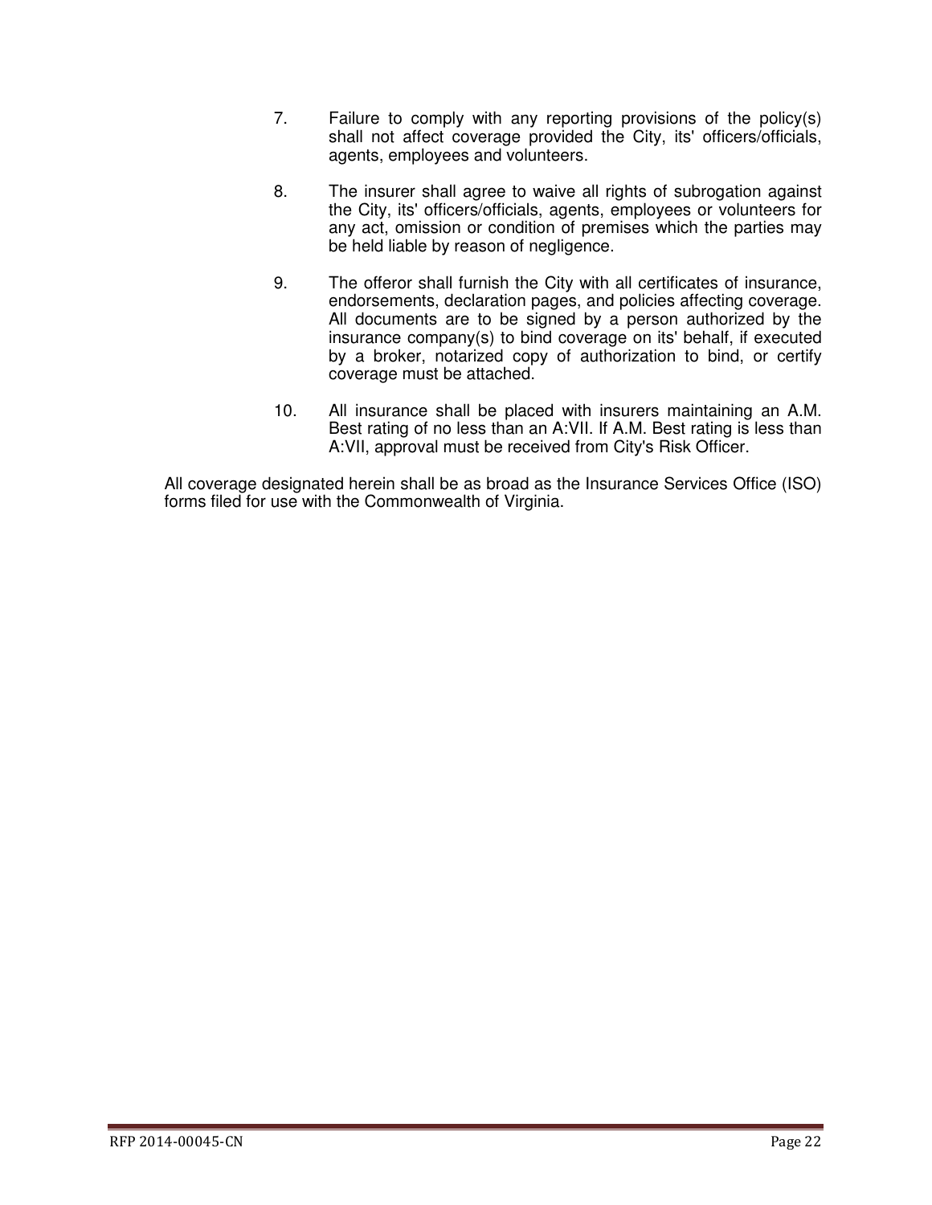7. Failure to comply with any reporting provisions of the policy(s) shall not affect coverage provided the City, its' officers/officials, agents, employees and volunteers.

8. The insurer shall agree to waive all rights of subrogation against the City, its' officers/officials, agents, employees or volunteers for any act, omission or condition of premises which the parties may be held liable by reason of negligence.

9. The offeror shall furnish the City with all certificates of insurance, endorsements, declaration pages, and policies affecting coverage. All documents are to be signed by a person authorized by the insurance company(s) to bind coverage on its' behalf, if executed by a broker, notarized copy of authorization to bind, or certify coverage must be attached.

10. All insurance shall be placed with insurers maintaining an A.M. Best rating of no less than an A:VII. If A.M. Best rating is less than A:VII, approval must be received from City's Risk Officer.

All coverage designated herein shall be as broad as the Insurance Services Office (ISO) forms filed for use with the Commonwealth of Virginia.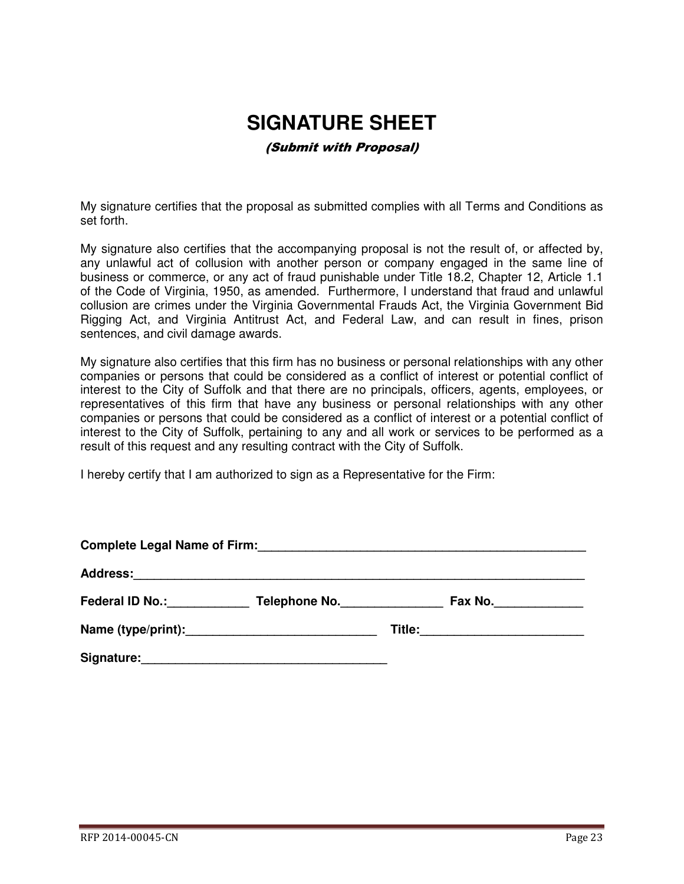# SIGNATURE SHEET

*(Submit with Proposal)*

My signature certifies that the proposal as submitted complies with all Terms and Conditions as set forth.

My signature also certifies that the accompanying proposal is not the result of, or affected by, any unlawful act of collusion with another person or company engaged in the same line of business or commerce, or any act of fraud punishable under Title 18.2, Chapter 12, Article 1.1 of the Code of Virginia, 1950, as amended. Furthermore, I understand that fraud and unlawful collusion are crimes under the Virginia Governmental Frauds Act, the Virginia Government Bid Rigging Act, and Virginia Antitrust Act, and Federal Law, and can result in fines, prison sentences, and civil damage awards.

My signature also certifies that this firm has no business or personal relationships with any other companies or persons that could be considered as a conflict of interest or potential conflict of interest to the City of Suffolk and that there are no principals, officers, agents, employees, or representatives of this firm that have any business or personal relationships with any other companies or persons that could be considered as a conflict of interest or a potential conflict of interest to the City of Suffolk, pertaining to any and all work or services to be performed as a result of this request and any resulting contract with the City of Suffolk.

I hereby certify that I am authorized to sign as a Representative for the Firm:

**Complete Legal Name of Firm:**_______________________________________________

**Address:**_________________________________________________________________

**Federal ID No.:**____________ **Telephone No.**_______________ **Fax No.**_____________

**Name (type/print):**____________________________ **Title:**________________________

**Signature:**____________________________________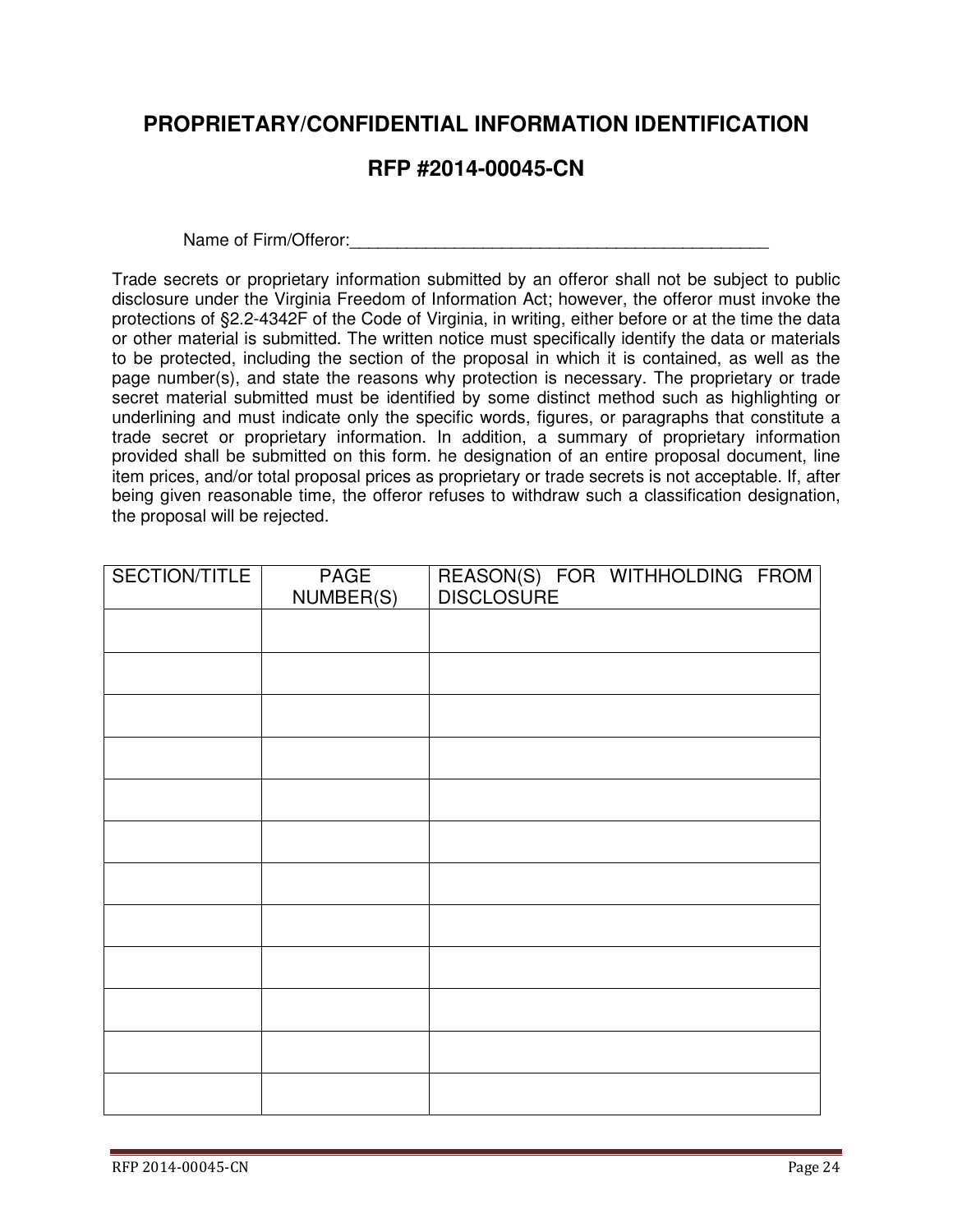## PROPRIETARY/CONFIDENTIAL INFORMATION IDENTIFICATION

## RFP #2014-00045-CN

Name of Firm/Offeror:_____________________________________________

Trade secrets or proprietary information submitted by an offeror shall not be subject to public disclosure under the Virginia Freedom of Information Act; however, the offeror must invoke the protections of §2.2-4342F of the Code of Virginia, in writing, either before or at the time the data or other material is submitted. The written notice must specifically identify the data or materials to be protected, including the section of the proposal in which it is contained, as well as the page number(s), and state the reasons why protection is necessary. The proprietary or trade secret material submitted must be identified by some distinct method such as highlighting or underlining and must indicate only the specific words, figures, or paragraphs that constitute a trade secret or proprietary information. In addition, a summary of proprietary information provided shall be submitted on this form. he designation of an entire proposal document, line item prices, and/or total proposal prices as proprietary or trade secrets is not acceptable. If, after being given reasonable time, the offeror refuses to withdraw such a classification designation, the proposal will be rejected.

| SECTION/TITLE | PAGE NUMBER(S) | REASON(S) FOR WITHHOLDING FROM DISCLOSURE |
|---|---|---|
| | | |
| | | |
| | | |
| | | |
| | | |
| | | |
| | | |
| | | |
| | | |
| | | |
| | | |
| | | |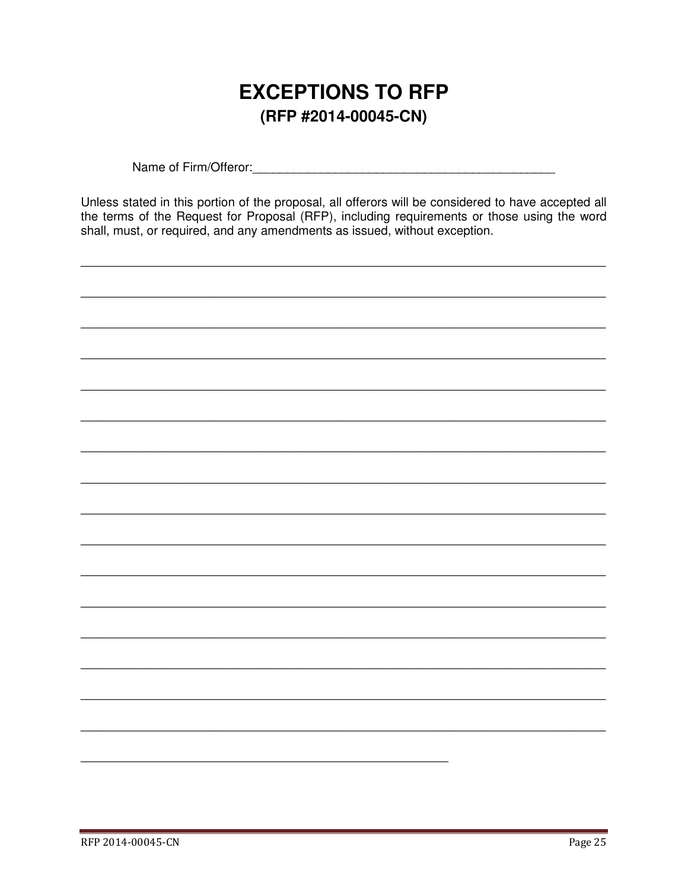# EXCEPTIONS TO RFP

## (RFP #2014-00045-CN)

Name of Firm/Offeror:_______________________________________________

Unless stated in this portion of the proposal, all offerors will be considered to have accepted all the terms of the Request for Proposal (RFP), including requirements or those using the word shall, must, or required, and any amendments as issued, without exception.

________________________________________________________________________________

________________________________________________________________________________

________________________________________________________________________________

________________________________________________________________________________

________________________________________________________________________________

________________________________________________________________________________

________________________________________________________________________________

________________________________________________________________________________

________________________________________________________________________________

________________________________________________________________________________

________________________________________________________________________________

________________________________________________________________________________

________________________________________________________________________________

________________________________________________________________________________

________________________________________________________________________________

________________________________________________________________________________

________________________________________________________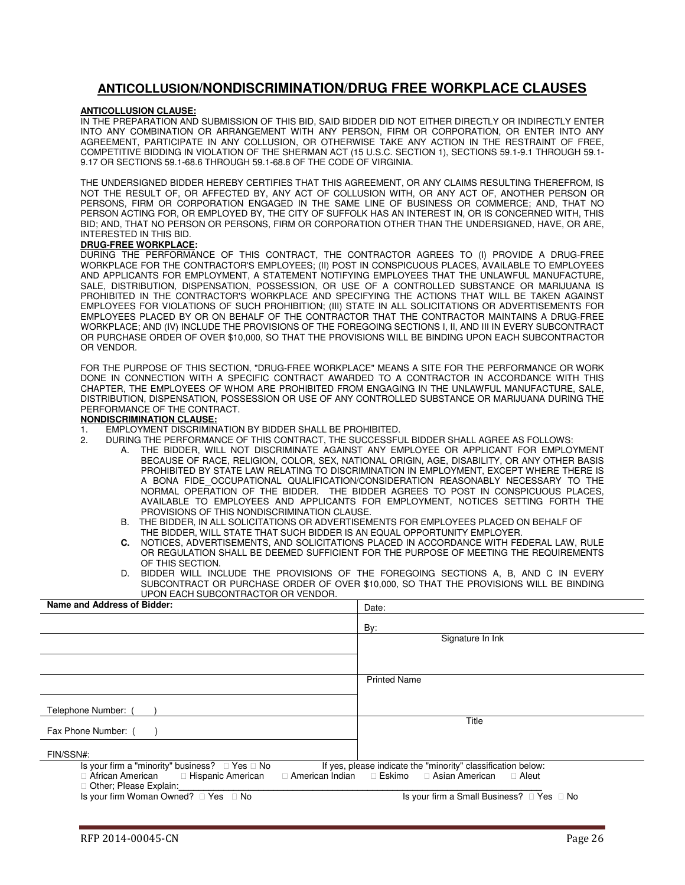## ANTICOLLUSION/NONDISCRIMINATION/DRUG FREE WORKPLACE CLAUSES

**ANTICOLLUSION CLAUSE:**

IN THE PREPARATION AND SUBMISSION OF THIS BID, SAID BIDDER DID NOT EITHER DIRECTLY OR INDIRECTLY ENTER INTO ANY COMBINATION OR ARRANGEMENT WITH ANY PERSON, FIRM OR CORPORATION, OR ENTER INTO ANY AGREEMENT, PARTICIPATE IN ANY COLLUSION, OR OTHERWISE TAKE ANY ACTION IN THE RESTRAINT OF FREE, COMPETITIVE BIDDING IN VIOLATION OF THE SHERMAN ACT (15 U.S.C. SECTION 1), SECTIONS 59.1-9.1 THROUGH 59.1-9.17 OR SECTIONS 59.1-68.6 THROUGH 59.1-68.8 OF THE CODE OF VIRGINIA.

THE UNDERSIGNED BIDDER HEREBY CERTIFIES THAT THIS AGREEMENT, OR ANY CLAIMS RESULTING THEREFROM, IS NOT THE RESULT OF, OR AFFECTED BY, ANY ACT OF COLLUSION WITH, OR ANY ACT OF, ANOTHER PERSON OR PERSONS, FIRM OR CORPORATION ENGAGED IN THE SAME LINE OF BUSINESS OR COMMERCE; AND, THAT NO PERSON ACTING FOR, OR EMPLOYED BY, THE CITY OF SUFFOLK HAS AN INTEREST IN, OR IS CONCERNED WITH, THIS BID; AND, THAT NO PERSON OR PERSONS, FIRM OR CORPORATION OTHER THAN THE UNDERSIGNED, HAVE, OR ARE, INTERESTED IN THIS BID.

**DRUG-FREE WORKPLACE:**

DURING THE PERFORMANCE OF THIS CONTRACT, THE CONTRACTOR AGREES TO (I) PROVIDE A DRUG-FREE WORKPLACE FOR THE CONTRACTOR'S EMPLOYEES; (II) POST IN CONSPICUOUS PLACES, AVAILABLE TO EMPLOYEES AND APPLICANTS FOR EMPLOYMENT, A STATEMENT NOTIFYING EMPLOYEES THAT THE UNLAWFUL MANUFACTURE, SALE, DISTRIBUTION, DISPENSATION, POSSESSION, OR USE OF A CONTROLLED SUBSTANCE OR MARIJUANA IS PROHIBITED IN THE CONTRACTOR'S WORKPLACE AND SPECIFYING THE ACTIONS THAT WILL BE TAKEN AGAINST EMPLOYEES FOR VIOLATIONS OF SUCH PROHIBITION; (III) STATE IN ALL SOLICITATIONS OR ADVERTISEMENTS FOR EMPLOYEES PLACED BY OR ON BEHALF OF THE CONTRACTOR THAT THE CONTRACTOR MAINTAINS A DRUG-FREE WORKPLACE; AND (IV) INCLUDE THE PROVISIONS OF THE FOREGOING SECTIONS I, II, AND III IN EVERY SUBCONTRACT OR PURCHASE ORDER OF OVER $10,000, SO THAT THE PROVISIONS WILL BE BINDING UPON EACH SUBCONTRACTOR OR VENDOR.

FOR THE PURPOSE OF THIS SECTION, "DRUG-FREE WORKPLACE" MEANS A SITE FOR THE PERFORMANCE OR WORK DONE IN CONNECTION WITH A SPECIFIC CONTRACT AWARDED TO A CONTRACTOR IN ACCORDANCE WITH THIS CHAPTER, THE EMPLOYEES OF WHOM ARE PROHIBITED FROM ENGAGING IN THE UNLAWFUL MANUFACTURE, SALE, DISTRIBUTION, DISPENSATION, POSSESSION OR USE OF ANY CONTROLLED SUBSTANCE OR MARIJUANA DURING THE PERFORMANCE OF THE CONTRACT.

**NONDISCRIMINATION CLAUSE:**

1. EMPLOYMENT DISCRIMINATION BY BIDDER SHALL BE PROHIBITED.
2. DURING THE PERFORMANCE OF THIS CONTRACT, THE SUCCESSFUL BIDDER SHALL AGREE AS FOLLOWS:
   - A. THE BIDDER, WILL NOT DISCRIMINATE AGAINST ANY EMPLOYEE OR APPLICANT FOR EMPLOYMENT BECAUSE OF RACE, RELIGION, COLOR, SEX, NATIONAL ORIGIN, AGE, DISABILITY, OR ANY OTHER BASIS PROHIBITED BY STATE LAW RELATING TO DISCRIMINATION IN EMPLOYMENT, EXCEPT WHERE THERE IS A BONA FIDE OCCUPATIONAL QUALIFICATION/CONSIDERATION REASONABLY NECESSARY TO THE NORMAL OPERATION OF THE BIDDER. THE BIDDER AGREES TO POST IN CONSPICUOUS PLACES, AVAILABLE TO EMPLOYEES AND APPLICANTS FOR EMPLOYMENT, NOTICES SETTING FORTH THE PROVISIONS OF THIS NONDISCRIMINATION CLAUSE.
   - B. THE BIDDER, IN ALL SOLICITATIONS OR ADVERTISEMENTS FOR EMPLOYEES PLACED ON BEHALF OF THE BIDDER, WILL STATE THAT SUCH BIDDER IS AN EQUAL OPPORTUNITY EMPLOYER.
   - **C.** NOTICES, ADVERTISEMENTS, AND SOLICITATIONS PLACED IN ACCORDANCE WITH FEDERAL LAW, RULE OR REGULATION SHALL BE DEEMED SUFFICIENT FOR THE PURPOSE OF MEETING THE REQUIREMENTS OF THIS SECTION.
   - D. BIDDER WILL INCLUDE THE PROVISIONS OF THE FOREGOING SECTIONS A, B, AND C IN EVERY SUBCONTRACT OR PURCHASE ORDER OF OVER $10,000, SO THAT THE PROVISIONS WILL BE BINDING UPON EACH SUBCONTRACTOR OR VENDOR.

| **Name and Address of Bidder:** | Date: |
|---|---|
| | By: |
| | Signature In Ink |
| | |
| | Printed Name |
| Telephone Number: ( ) | |
| Fax Phone Number: ( ) | Title |
| FIN/SSN#: | |

Is your firm a "minority" business? ☐ Yes ☐ No If yes, please indicate the "minority" classification below:

☐ African American ☐ Hispanic American ☐ American Indian ☐ Eskimo ☐ Asian American ☐ Aleut

☐ Other; Please Explain:______________________________

Is your firm Woman Owned? ☐ Yes ☐ No Is your firm a Small Business? ☐ Yes ☐ No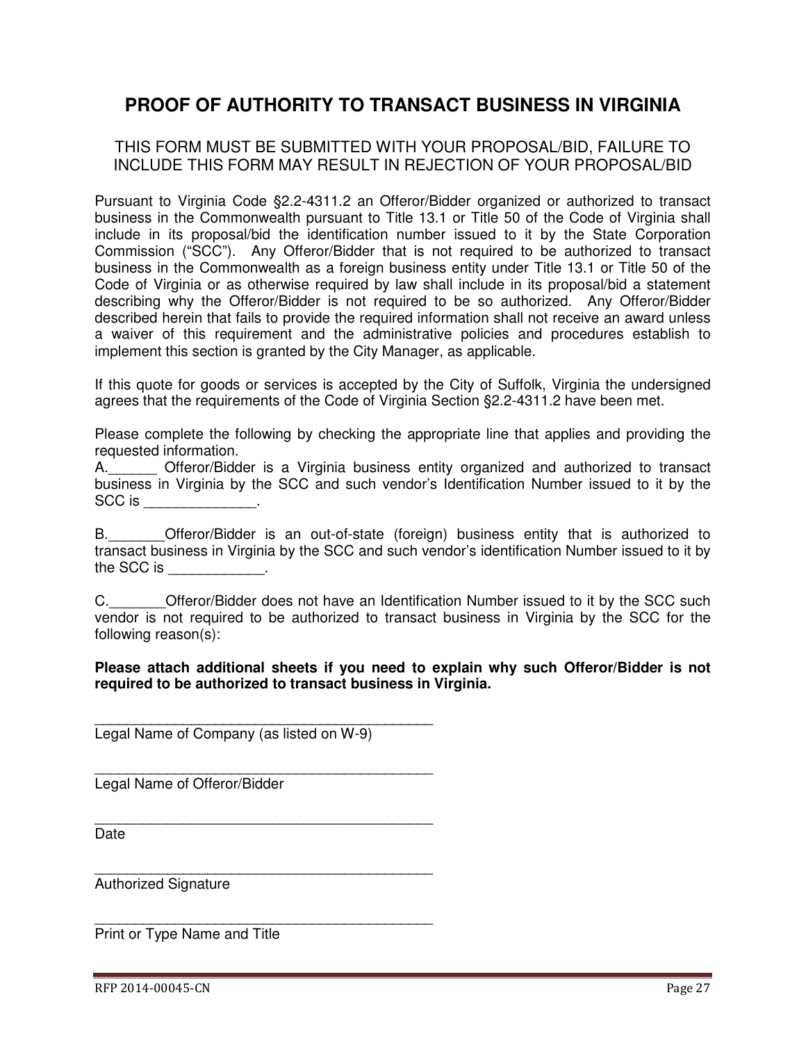# PROOF OF AUTHORITY TO TRANSACT BUSINESS IN VIRGINIA

THIS FORM MUST BE SUBMITTED WITH YOUR PROPOSAL/BID, FAILURE TO INCLUDE THIS FORM MAY RESULT IN REJECTION OF YOUR PROPOSAL/BID

Pursuant to Virginia Code §2.2-4311.2 an Offeror/Bidder organized or authorized to transact business in the Commonwealth pursuant to Title 13.1 or Title 50 of the Code of Virginia shall include in its proposal/bid the identification number issued to it by the State Corporation Commission ("SCC"). Any Offeror/Bidder that is not required to be authorized to transact business in the Commonwealth as a foreign business entity under Title 13.1 or Title 50 of the Code of Virginia or as otherwise required by law shall include in its proposal/bid a statement describing why the Offeror/Bidder is not required to be so authorized. Any Offeror/Bidder described herein that fails to provide the required information shall not receive an award unless a waiver of this requirement and the administrative policies and procedures establish to implement this section is granted by the City Manager, as applicable.

If this quote for goods or services is accepted by the City of Suffolk, Virginia the undersigned agrees that the requirements of the Code of Virginia Section §2.2-4311.2 have been met.

Please complete the following by checking the appropriate line that applies and providing the requested information.

A.______ Offeror/Bidder is a Virginia business entity organized and authorized to transact business in Virginia by the SCC and such vendor's Identification Number issued to it by the SCC is ______________.

B._______Offeror/Bidder is an out-of-state (foreign) business entity that is authorized to transact business in Virginia by the SCC and such vendor's identification Number issued to it by the SCC is ____________.

C._______Offeror/Bidder does not have an Identification Number issued to it by the SCC such vendor is not required to be authorized to transact business in Virginia by the SCC for the following reason(s):

**Please attach additional sheets if you need to explain why such Offeror/Bidder is not required to be authorized to transact business in Virginia.**

_____________________________________________
Legal Name of Company (as listed on W-9)

_____________________________________________
Legal Name of Offeror/Bidder

_____________________________________________
Date

_____________________________________________
Authorized Signature

_____________________________________________
Print or Type Name and Title